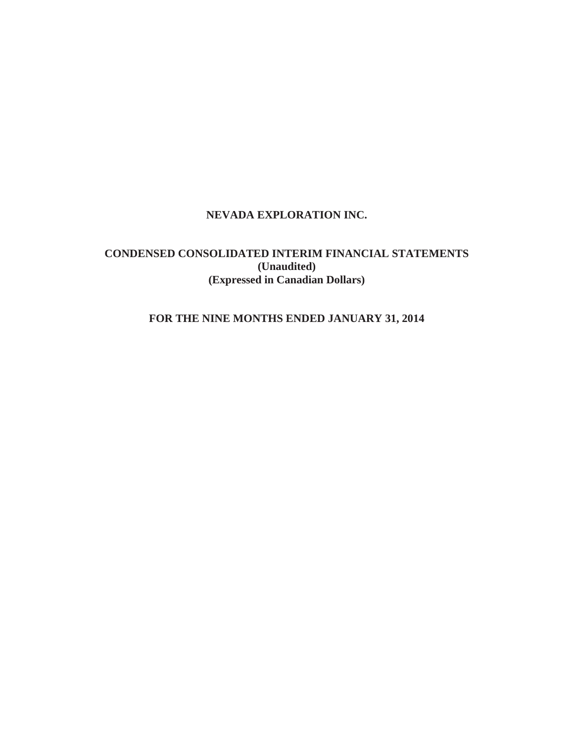# NEVADA EXPLORATION INC.

## CONDENSED CONSOLIDATED INTERIM FINANCIAL STATEMENTS
**(Unaudited)**
**(Expressed in Canadian Dollars)**

## FOR THE NINE MONTHS ENDED JANUARY 31, 2014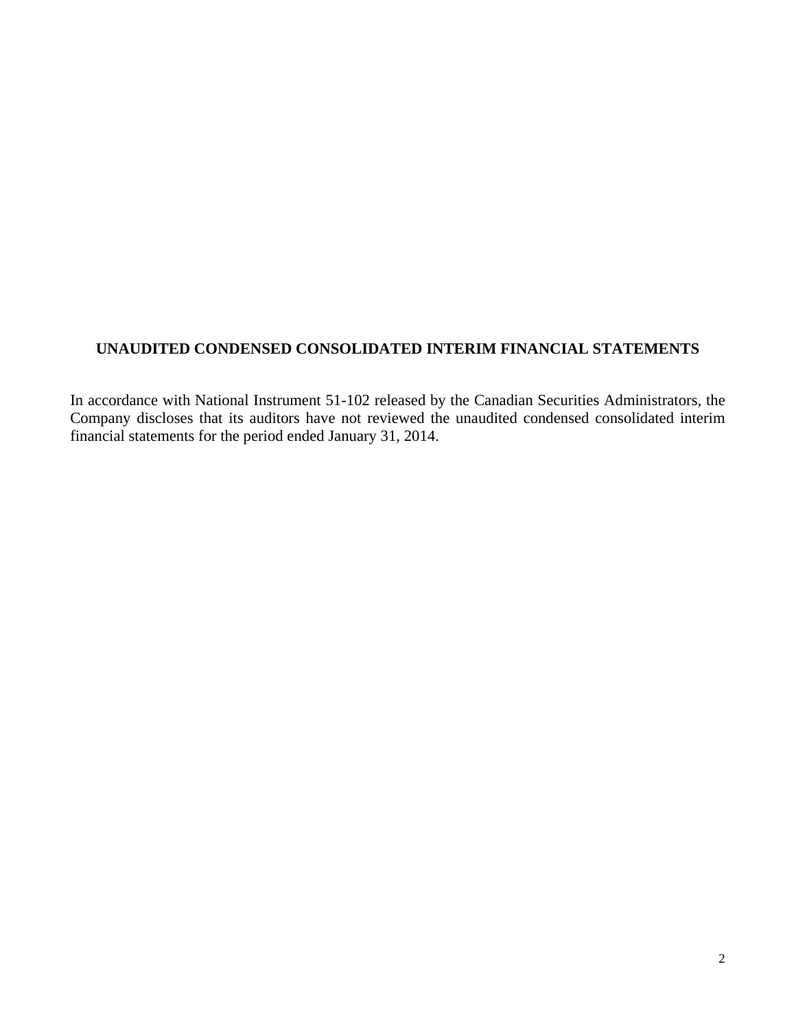## UNAUDITED CONDENSED CONSOLIDATED INTERIM FINANCIAL STATEMENTS

In accordance with National Instrument 51-102 released by the Canadian Securities Administrators, the Company discloses that its auditors have not reviewed the unaudited condensed consolidated interim financial statements for the period ended January 31, 2014.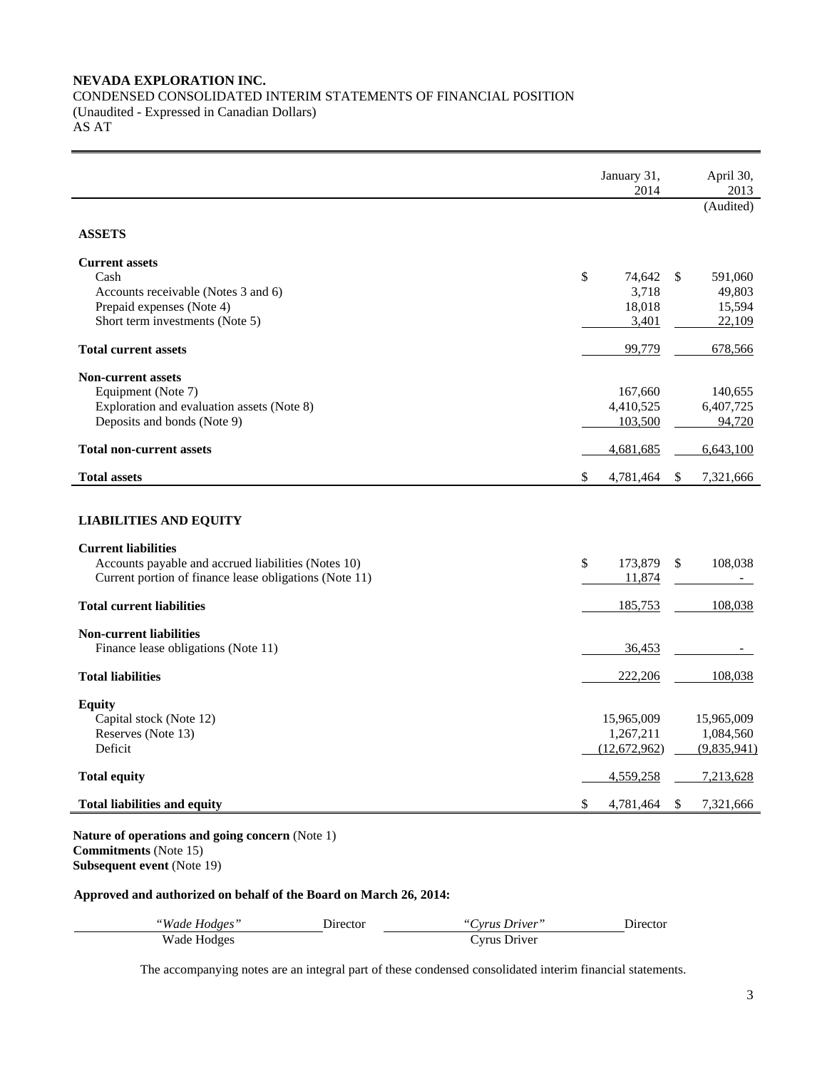**NEVADA EXPLORATION INC.**
CONDENSED CONSOLIDATED INTERIM STATEMENTS OF FINANCIAL POSITION
(Unaudited - Expressed in Canadian Dollars)
AS AT

| | January 31, 2014 | April 30, 2013 (Audited) |
|---|---|---|
| **ASSETS** | | |
| **Current assets** | | |
| Cash | $ 74,642 | $ 591,060 |
| Accounts receivable (Notes 3 and 6) | 3,718 | 49,803 |
| Prepaid expenses (Note 4) | 18,018 | 15,594 |
| Short term investments (Note 5) | 3,401 | 22,109 |
| **Total current assets** | 99,779 | 678,566 |
| **Non-current assets** | | |
| Equipment (Note 7) | 167,660 | 140,655 |
| Exploration and evaluation assets (Note 8) | 4,410,525 | 6,407,725 |
| Deposits and bonds (Note 9) | 103,500 | 94,720 |
| **Total non-current assets** | 4,681,685 | 6,643,100 |
| **Total assets** | $ 4,781,464 | $ 7,321,666 |
| **LIABILITIES AND EQUITY** | | |
| **Current liabilities** | | |
| Accounts payable and accrued liabilities (Notes 10) | $ 173,879 | $ 108,038 |
| Current portion of finance lease obligations (Note 11) | 11,874 | - |
| **Total current liabilities** | 185,753 | 108,038 |
| **Non-current liabilities** | | |
| Finance lease obligations (Note 11) | 36,453 | - |
| **Total liabilities** | 222,206 | 108,038 |
| **Equity** | | |
| Capital stock (Note 12) | 15,965,009 | 15,965,009 |
| Reserves (Note 13) | 1,267,211 | 1,084,560 |
| Deficit | (12,672,962) | (9,835,941) |
| **Total equity** | 4,559,258 | 7,213,628 |
| **Total liabilities and equity** | $ 4,781,464 | $ 7,321,666 |

**Nature of operations and going concern** (Note 1)
**Commitments** (Note 15)
**Subsequent event** (Note 19)

**Approved and authorized on behalf of the Board on March 26, 2014:**

| *"Wade Hodges"* | Director | *"Cyrus Driver"* | Director |
|---|---|---|---|
| Wade Hodges | | Cyrus Driver | |

The accompanying notes are an integral part of these condensed consolidated interim financial statements.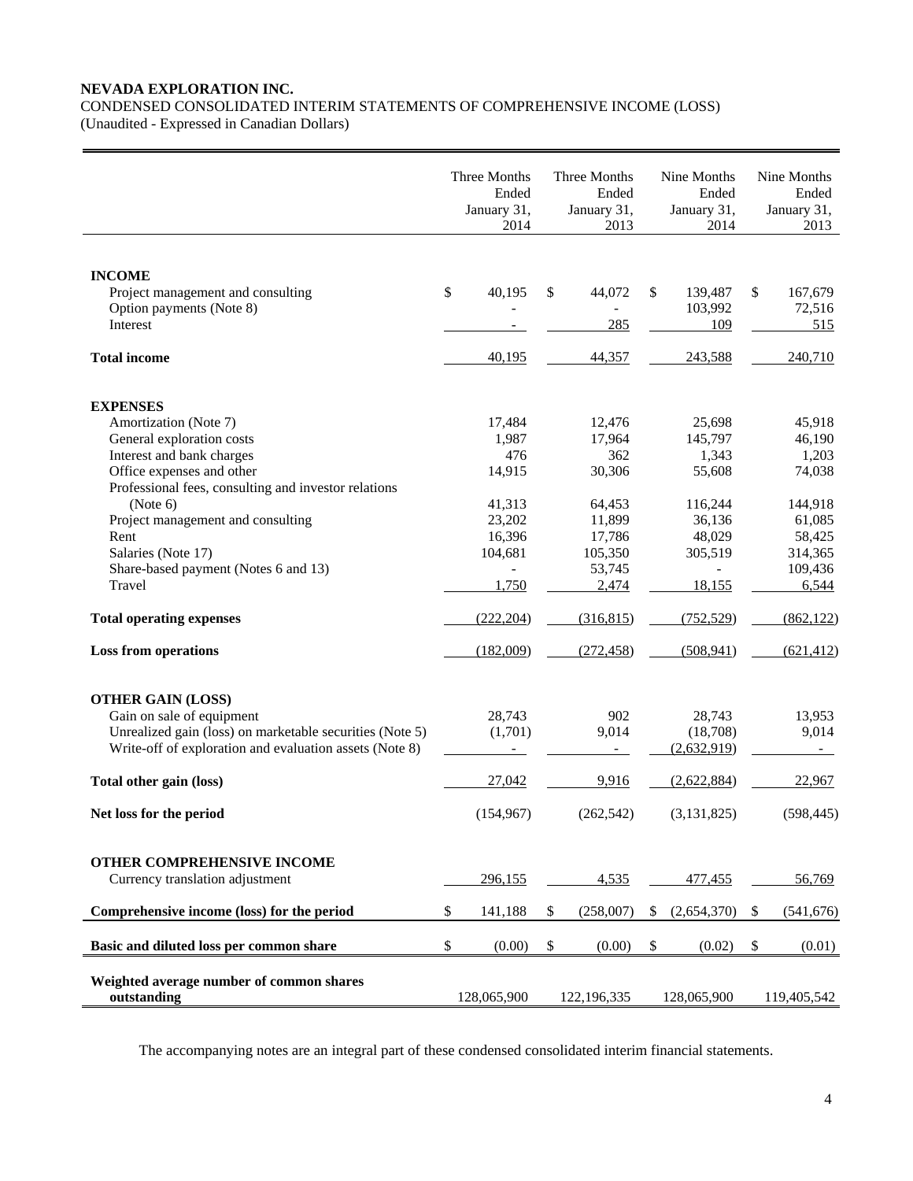**NEVADA EXPLORATION INC.**

CONDENSED CONSOLIDATED INTERIM STATEMENTS OF COMPREHENSIVE INCOME (LOSS)

(Unaudited - Expressed in Canadian Dollars)

| | Three Months Ended January 31, 2014 | Three Months Ended January 31, 2013 | Nine Months Ended January 31, 2014 | Nine Months Ended January 31, 2013 |
|---|---|---|---|---|
| **INCOME** | | | | |
| Project management and consulting | $ 40,195 | $ 44,072 | $ 139,487 | $ 167,679 |
| Option payments (Note 8) | - | - | 103,992 | 72,516 |
| Interest | - | 285 | 109 | 515 |
| **Total income** | 40,195 | 44,357 | 243,588 | 240,710 |
| **EXPENSES** | | | | |
| Amortization (Note 7) | 17,484 | 12,476 | 25,698 | 45,918 |
| General exploration costs | 1,987 | 17,964 | 145,797 | 46,190 |
| Interest and bank charges | 476 | 362 | 1,343 | 1,203 |
| Office expenses and other | 14,915 | 30,306 | 55,608 | 74,038 |
| Professional fees, consulting and investor relations (Note 6) | 41,313 | 64,453 | 116,244 | 144,918 |
| Project management and consulting | 23,202 | 11,899 | 36,136 | 61,085 |
| Rent | 16,396 | 17,786 | 48,029 | 58,425 |
| Salaries (Note 17) | 104,681 | 105,350 | 305,519 | 314,365 |
| Share-based payment (Notes 6 and 13) | - | 53,745 | - | 109,436 |
| Travel | 1,750 | 2,474 | 18,155 | 6,544 |
| **Total operating expenses** | (222,204) | (316,815) | (752,529) | (862,122) |
| **Loss from operations** | (182,009) | (272,458) | (508,941) | (621,412) |
| **OTHER GAIN (LOSS)** | | | | |
| Gain on sale of equipment | 28,743 | 902 | 28,743 | 13,953 |
| Unrealized gain (loss) on marketable securities (Note 5) | (1,701) | 9,014 | (18,708) | 9,014 |
| Write-off of exploration and evaluation assets (Note 8) | - | - | (2,632,919) | - |
| **Total other gain (loss)** | 27,042 | 9,916 | (2,622,884) | 22,967 |
| **Net loss for the period** | (154,967) | (262,542) | (3,131,825) | (598,445) |
| **OTHER COMPREHENSIVE INCOME** | | | | |
| Currency translation adjustment | 296,155 | 4,535 | 477,455 | 56,769 |
| **Comprehensive income (loss) for the period** | $ 141,188 | $ (258,007) | $ (2,654,370) | $ (541,676) |
| **Basic and diluted loss per common share** | $ (0.00) | $ (0.00) | $ (0.02) | $ (0.01) |
| **Weighted average number of common shares outstanding** | 128,065,900 | 122,196,335 | 128,065,900 | 119,405,542 |

The accompanying notes are an integral part of these condensed consolidated interim financial statements.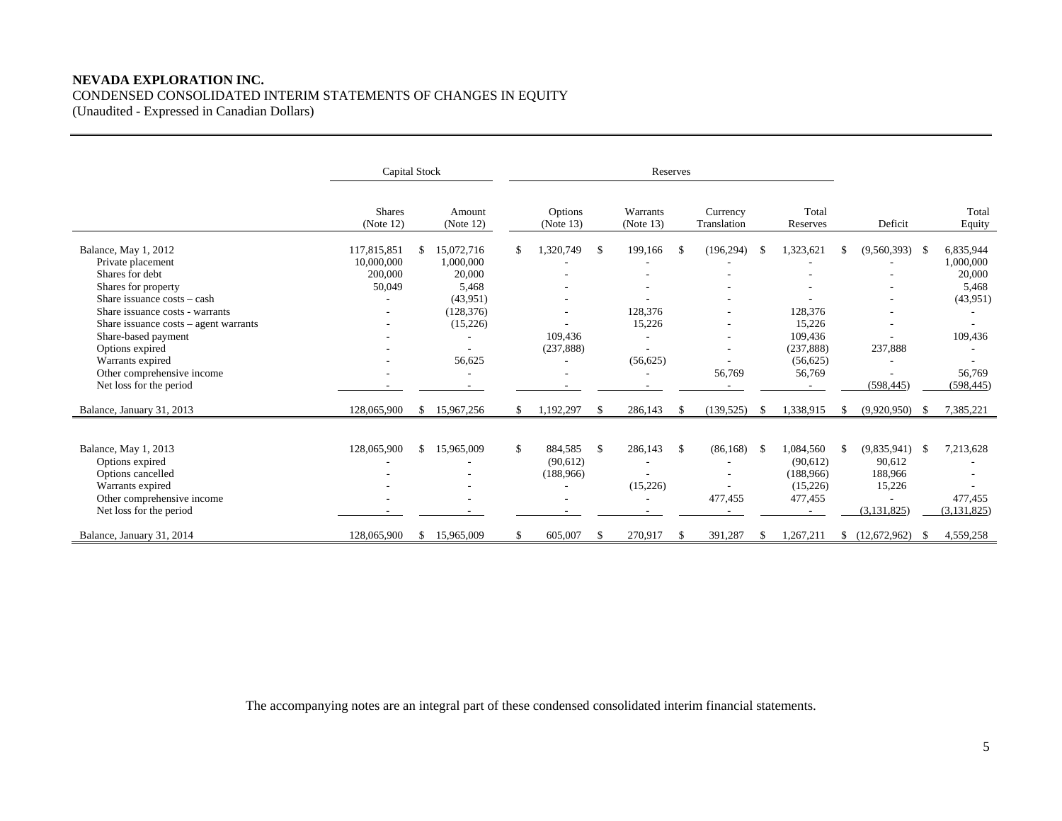**NEVADA EXPLORATION INC.**
CONDENSED CONSOLIDATED INTERIM STATEMENTS OF CHANGES IN EQUITY
(Unaudited - Expressed in Canadian Dollars)

| | Capital Stock | | Reserves | | | | | |
|---|---|---|---|---|---|---|---|---|
| | Shares (Note 12) | Amount (Note 12) | Options (Note 13) | Warrants (Note 13) | Currency Translation | Total Reserves | Deficit | Total Equity |
| Balance, May 1, 2012 | 117,815,851 | $ 15,072,716 | $ 1,320,749 | $ 199,166 | $ (196,294) | $ 1,323,621 | $ (9,560,393) | $ 6,835,944 |
| Private placement | 10,000,000 | 1,000,000 | - | - | - | - | - | 1,000,000 |
| Shares for debt | 200,000 | 20,000 | - | - | - | - | - | 20,000 |
| Shares for property | 50,049 | 5,468 | - | - | - | - | - | 5,468 |
| Share issuance costs – cash | - | (43,951) | - | - | - | - | - | (43,951) |
| Share issuance costs - warrants | - | (128,376) | - | 128,376 | - | 128,376 | - | - |
| Share issuance costs – agent warrants | - | (15,226) | - | 15,226 | - | 15,226 | - | - |
| Share-based payment | - | - | 109,436 | - | - | 109,436 | - | 109,436 |
| Options expired | - | - | (237,888) | - | - | (237,888) | 237,888 | - |
| Warrants expired | - | 56,625 | - | (56,625) | - | (56,625) | - | - |
| Other comprehensive income | - | - | - | - | 56,769 | 56,769 | - | 56,769 |
| Net loss for the period | - | - | - | - | - | - | (598,445) | (598,445) |
| Balance, January 31, 2013 | 128,065,900 | $ 15,967,256 | $ 1,192,297 | $ 286,143 | $ (139,525) | $ 1,338,915 | $ (9,920,950) | $ 7,385,221 |
| | | | | | | | | |
| Balance, May 1, 2013 | 128,065,900 | $ 15,965,009 | $ 884,585 | $ 286,143 | $ (86,168) | $ 1,084,560 | $ (9,835,941) | $ 7,213,628 |
| Options expired | - | - | (90,612) | - | - | (90,612) | 90,612 | - |
| Options cancelled | - | - | (188,966) | - | - | (188,966) | 188,966 | - |
| Warrants expired | - | - | - | (15,226) | - | (15,226) | 15,226 | - |
| Other comprehensive income | - | - | - | - | 477,455 | 477,455 | - | 477,455 |
| Net loss for the period | - | - | - | - | - | - | (3,131,825) | (3,131,825) |
| Balance, January 31, 2014 | 128,065,900 | $ 15,965,009 | $ 605,007 | $ 270,917 | $ 391,287 | $ 1,267,211 | $ (12,672,962) | $ 4,559,258 |

The accompanying notes are an integral part of these condensed consolidated interim financial statements.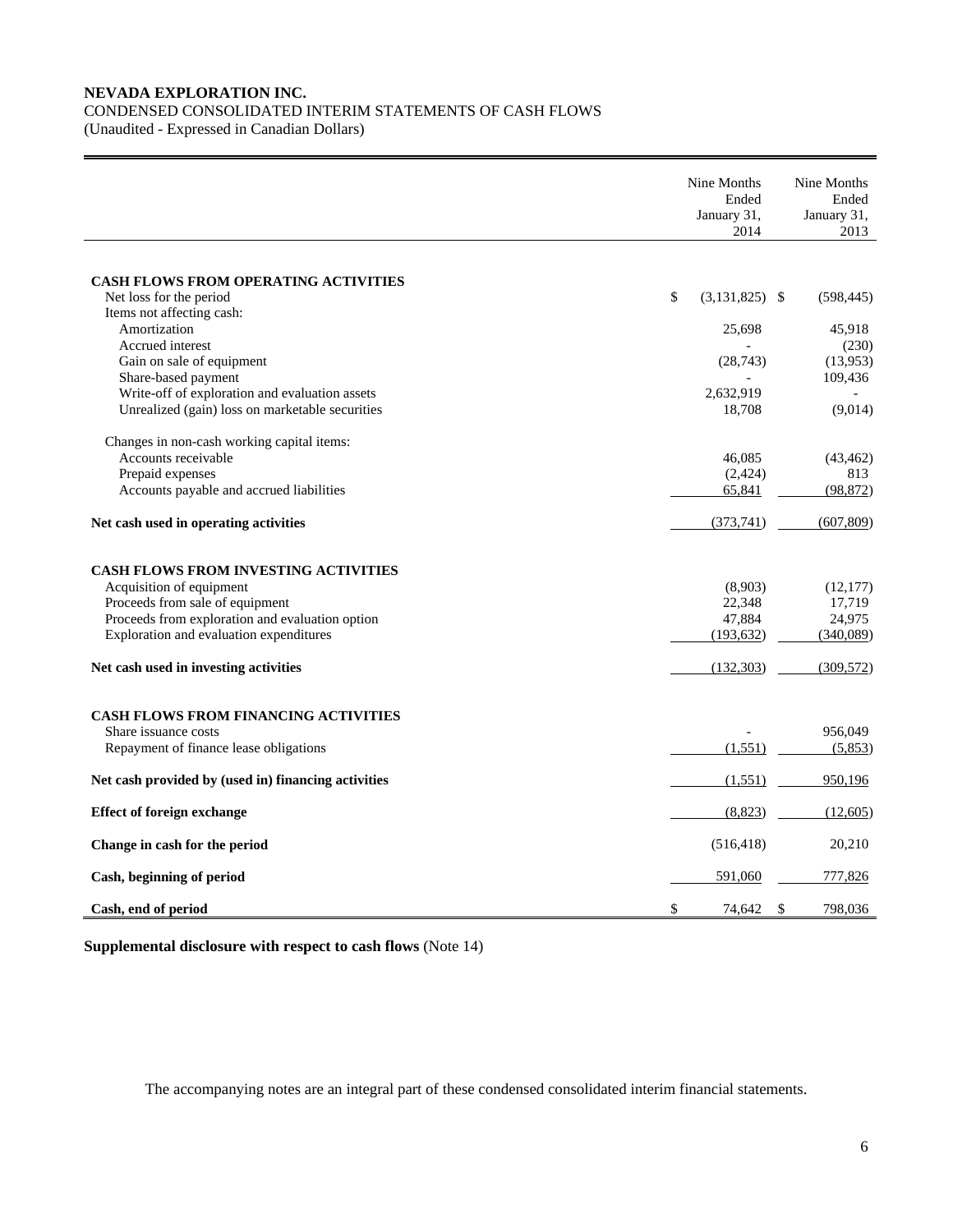**NEVADA EXPLORATION INC.**
CONDENSED CONSOLIDATED INTERIM STATEMENTS OF CASH FLOWS
(Unaudited - Expressed in Canadian Dollars)

| | Nine Months Ended January 31, 2014 | Nine Months Ended January 31, 2013 |
|---|---|---|
| **CASH FLOWS FROM OPERATING ACTIVITIES** | | |
| Net loss for the period | $ (3,131,825) | $ (598,445) |
| Items not affecting cash: | | |
| Amortization | 25,698 | 45,918 |
| Accrued interest | - | (230) |
| Gain on sale of equipment | (28,743) | (13,953) |
| Share-based payment | - | 109,436 |
| Write-off of exploration and evaluation assets | 2,632,919 | - |
| Unrealized (gain) loss on marketable securities | 18,708 | (9,014) |
| Changes in non-cash working capital items: | | |
| Accounts receivable | 46,085 | (43,462) |
| Prepaid expenses | (2,424) | 813 |
| Accounts payable and accrued liabilities | 65,841 | (98,872) |
| **Net cash used in operating activities** | (373,741) | (607,809) |
| **CASH FLOWS FROM INVESTING ACTIVITIES** | | |
| Acquisition of equipment | (8,903) | (12,177) |
| Proceeds from sale of equipment | 22,348 | 17,719 |
| Proceeds from exploration and evaluation option | 47,884 | 24,975 |
| Exploration and evaluation expenditures | (193,632) | (340,089) |
| **Net cash used in investing activities** | (132,303) | (309,572) |
| **CASH FLOWS FROM FINANCING ACTIVITIES** | | |
| Share issuance costs | - | 956,049 |
| Repayment of finance lease obligations | (1,551) | (5,853) |
| **Net cash provided by (used in) financing activities** | (1,551) | 950,196 |
| **Effect of foreign exchange** | (8,823) | (12,605) |
| **Change in cash for the period** | (516,418) | 20,210 |
| **Cash, beginning of period** | 591,060 | 777,826 |
| **Cash, end of period** | $ 74,642 | $ 798,036 |

**Supplemental disclosure with respect to cash flows** (Note 14)

The accompanying notes are an integral part of these condensed consolidated interim financial statements.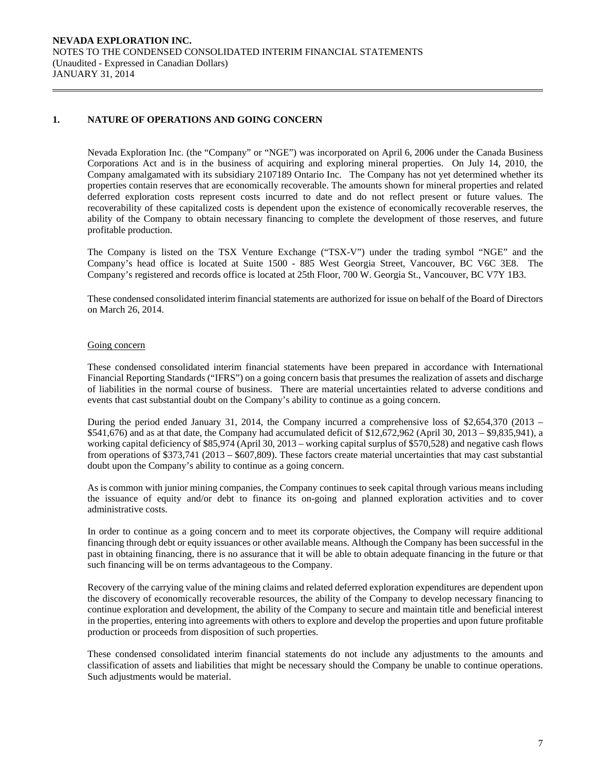## 1. NATURE OF OPERATIONS AND GOING CONCERN

Nevada Exploration Inc. (the "Company" or "NGE") was incorporated on April 6, 2006 under the Canada Business Corporations Act and is in the business of acquiring and exploring mineral properties. On July 14, 2010, the Company amalgamated with its subsidiary 2107189 Ontario Inc. The Company has not yet determined whether its properties contain reserves that are economically recoverable. The amounts shown for mineral properties and related deferred exploration costs represent costs incurred to date and do not reflect present or future values. The recoverability of these capitalized costs is dependent upon the existence of economically recoverable reserves, the ability of the Company to obtain necessary financing to complete the development of those reserves, and future profitable production.

The Company is listed on the TSX Venture Exchange ("TSX-V") under the trading symbol "NGE" and the Company's head office is located at Suite 1500 - 885 West Georgia Street, Vancouver, BC V6C 3E8. The Company's registered and records office is located at 25th Floor, 700 W. Georgia St., Vancouver, BC V7Y 1B3.

These condensed consolidated interim financial statements are authorized for issue on behalf of the Board of Directors on March 26, 2014.

### Going concern

These condensed consolidated interim financial statements have been prepared in accordance with International Financial Reporting Standards ("IFRS") on a going concern basis that presumes the realization of assets and discharge of liabilities in the normal course of business. There are material uncertainties related to adverse conditions and events that cast substantial doubt on the Company's ability to continue as a going concern.

During the period ended January 31, 2014, the Company incurred a comprehensive loss of $2,654,370 (2013 – $541,676) and as at that date, the Company had accumulated deficit of $12,672,962 (April 30, 2013 – $9,835,941), a working capital deficiency of $85,974 (April 30, 2013 – working capital surplus of $570,528) and negative cash flows from operations of $373,741 (2013 – $607,809). These factors create material uncertainties that may cast substantial doubt upon the Company's ability to continue as a going concern.

As is common with junior mining companies, the Company continues to seek capital through various means including the issuance of equity and/or debt to finance its on-going and planned exploration activities and to cover administrative costs.

In order to continue as a going concern and to meet its corporate objectives, the Company will require additional financing through debt or equity issuances or other available means. Although the Company has been successful in the past in obtaining financing, there is no assurance that it will be able to obtain adequate financing in the future or that such financing will be on terms advantageous to the Company.

Recovery of the carrying value of the mining claims and related deferred exploration expenditures are dependent upon the discovery of economically recoverable resources, the ability of the Company to develop necessary financing to continue exploration and development, the ability of the Company to secure and maintain title and beneficial interest in the properties, entering into agreements with others to explore and develop the properties and upon future profitable production or proceeds from disposition of such properties.

These condensed consolidated interim financial statements do not include any adjustments to the amounts and classification of assets and liabilities that might be necessary should the Company be unable to continue operations. Such adjustments would be material.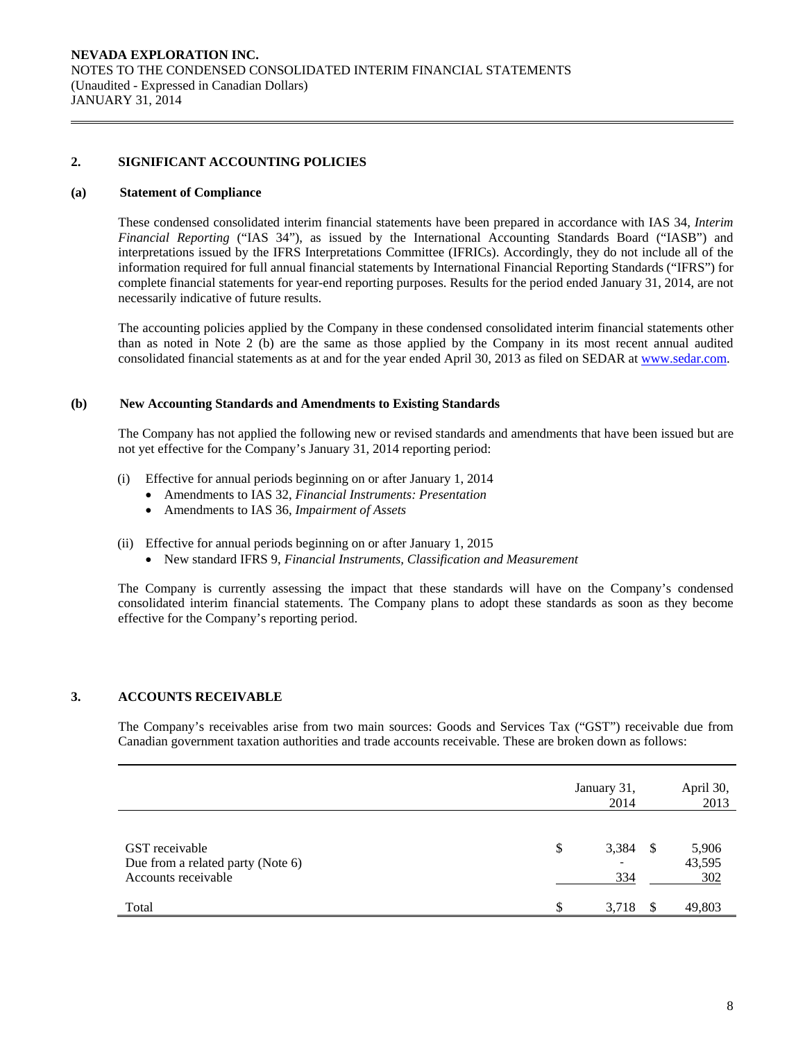## 2. SIGNIFICANT ACCOUNTING POLICIES

### (a) Statement of Compliance

These condensed consolidated interim financial statements have been prepared in accordance with IAS 34, *Interim Financial Reporting* ("IAS 34"), as issued by the International Accounting Standards Board ("IASB") and interpretations issued by the IFRS Interpretations Committee (IFRICs). Accordingly, they do not include all of the information required for full annual financial statements by International Financial Reporting Standards ("IFRS") for complete financial statements for year-end reporting purposes. Results for the period ended January 31, 2014, are not necessarily indicative of future results.

The accounting policies applied by the Company in these condensed consolidated interim financial statements other than as noted in Note 2 (b) are the same as those applied by the Company in its most recent annual audited consolidated financial statements as at and for the year ended April 30, 2013 as filed on SEDAR at www.sedar.com.

### (b) New Accounting Standards and Amendments to Existing Standards

The Company has not applied the following new or revised standards and amendments that have been issued but are not yet effective for the Company's January 31, 2014 reporting period:

(i) Effective for annual periods beginning on or after January 1, 2014
- Amendments to IAS 32, *Financial Instruments: Presentation*
- Amendments to IAS 36, *Impairment of Assets*

(ii) Effective for annual periods beginning on or after January 1, 2015
- New standard IFRS 9, *Financial Instruments, Classification and Measurement*

The Company is currently assessing the impact that these standards will have on the Company's condensed consolidated interim financial statements. The Company plans to adopt these standards as soon as they become effective for the Company's reporting period.

## 3. ACCOUNTS RECEIVABLE

The Company's receivables arise from two main sources: Goods and Services Tax ("GST") receivable due from Canadian government taxation authorities and trade accounts receivable. These are broken down as follows:

| | January 31, 2014 | April 30, 2013 |
|---|---|---|
| GST receivable | $ 3,384 | $ 5,906 |
| Due from a related party (Note 6) | - | 43,595 |
| Accounts receivable | 334 | 302 |
| Total | $ 3,718 | $ 49,803 |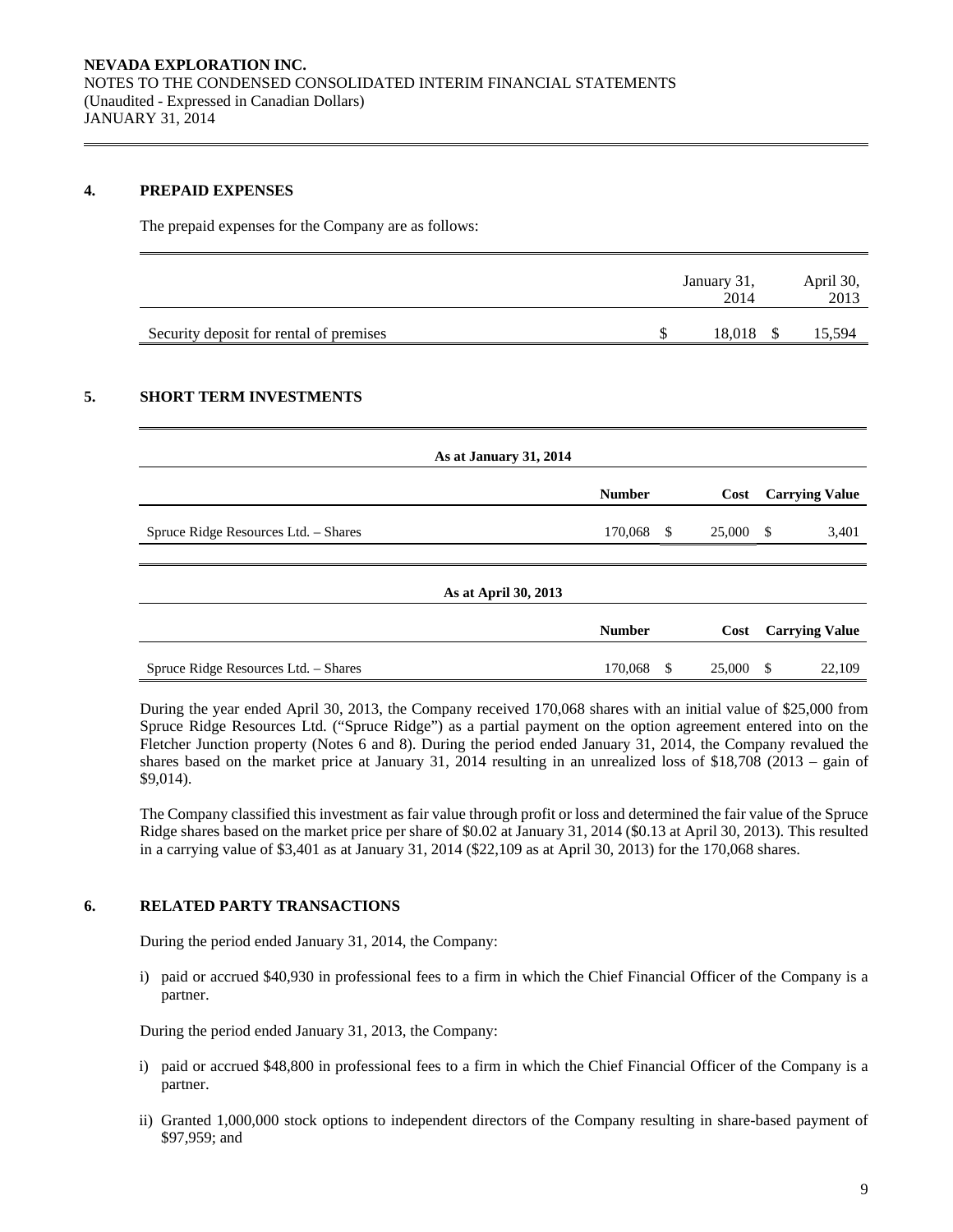## 4. PREPAID EXPENSES

The prepaid expenses for the Company are as follows:

| | January 31, 2014 | April 30, 2013 |
|---|---|---|
| Security deposit for rental of premises | $ 18,018 | $ 15,594 |

## 5. SHORT TERM INVESTMENTS

| As at January 31, 2014 | | | |
|---|---|---|---|
| | Number | Cost | Carrying Value |
| Spruce Ridge Resources Ltd. – Shares | 170,068 | $ 25,000 | $ 3,401 |

| As at April 30, 2013 | | | |
|---|---|---|---|
| | Number | Cost | Carrying Value |
| Spruce Ridge Resources Ltd. – Shares | 170,068 | $ 25,000 | $ 22,109 |

During the year ended April 30, 2013, the Company received 170,068 shares with an initial value of $25,000 from Spruce Ridge Resources Ltd. ("Spruce Ridge") as a partial payment on the option agreement entered into on the Fletcher Junction property (Notes 6 and 8). During the period ended January 31, 2014, the Company revalued the shares based on the market price at January 31, 2014 resulting in an unrealized loss of $18,708 (2013 – gain of $9,014).

The Company classified this investment as fair value through profit or loss and determined the fair value of the Spruce Ridge shares based on the market price per share of $0.02 at January 31, 2014 ($0.13 at April 30, 2013). This resulted in a carrying value of $3,401 as at January 31, 2014 ($22,109 as at April 30, 2013) for the 170,068 shares.

## 6. RELATED PARTY TRANSACTIONS

During the period ended January 31, 2014, the Company:

i) paid or accrued $40,930 in professional fees to a firm in which the Chief Financial Officer of the Company is a partner.

During the period ended January 31, 2013, the Company:

i) paid or accrued $48,800 in professional fees to a firm in which the Chief Financial Officer of the Company is a partner.

ii) Granted 1,000,000 stock options to independent directors of the Company resulting in share-based payment of $97,959; and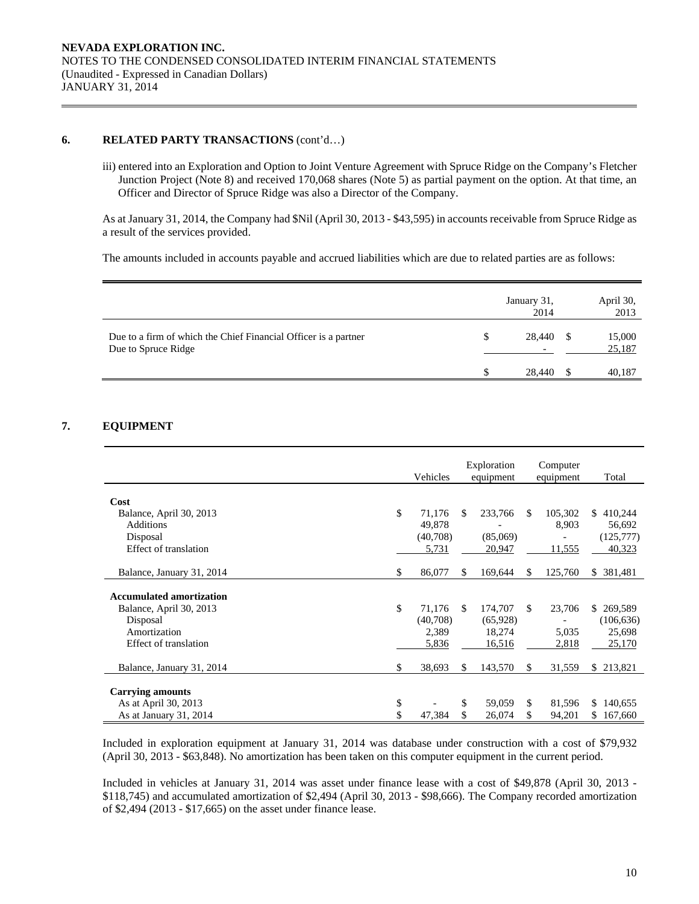## 6. RELATED PARTY TRANSACTIONS (cont'd…)

iii) entered into an Exploration and Option to Joint Venture Agreement with Spruce Ridge on the Company's Fletcher Junction Project (Note 8) and received 170,068 shares (Note 5) as partial payment on the option. At that time, an Officer and Director of Spruce Ridge was also a Director of the Company.

As at January 31, 2014, the Company had $Nil (April 30, 2013 - $43,595) in accounts receivable from Spruce Ridge as a result of the services provided.

The amounts included in accounts payable and accrued liabilities which are due to related parties are as follows:

| | January 31, 2014 | April 30, 2013 |
|---|---|---|
| Due to a firm of which the Chief Financial Officer is a partner | $ 28,440 | $ 15,000 |
| Due to Spruce Ridge | - | 25,187 |
| | $ 28,440 | $ 40,187 |

## 7. EQUIPMENT

| | Vehicles | Exploration equipment | Computer equipment | Total |
|---|---|---|---|---|
| **Cost** | | | | |
| Balance, April 30, 2013 | $ 71,176 | $ 233,766 | $ 105,302 | $ 410,244 |
| Additions | 49,878 | - | 8,903 | 56,692 |
| Disposal | (40,708) | (85,069) | - | (125,777) |
| Effect of translation | 5,731 | 20,947 | 11,555 | 40,323 |
| Balance, January 31, 2014 | $ 86,077 | $ 169,644 | $ 125,760 | $ 381,481 |
| **Accumulated amortization** | | | | |
| Balance, April 30, 2013 | $ 71,176 | $ 174,707 | $ 23,706 | $ 269,589 |
| Disposal | (40,708) | (65,928) | - | (106,636) |
| Amortization | 2,389 | 18,274 | 5,035 | 25,698 |
| Effect of translation | 5,836 | 16,516 | 2,818 | 25,170 |
| Balance, January 31, 2014 | $ 38,693 | $ 143,570 | $ 31,559 | $ 213,821 |
| **Carrying amounts** | | | | |
| As at April 30, 2013 | $ - | $ 59,059 | $ 81,596 | $ 140,655 |
| As at January 31, 2014 | $ 47,384 | $ 26,074 | $ 94,201 | $ 167,660 |

Included in exploration equipment at January 31, 2014 was database under construction with a cost of $79,932 (April 30, 2013 - $63,848). No amortization has been taken on this computer equipment in the current period.

Included in vehicles at January 31, 2014 was asset under finance lease with a cost of $49,878 (April 30, 2013 - $118,745) and accumulated amortization of $2,494 (April 30, 2013 - $98,666). The Company recorded amortization of $2,494 (2013 - $17,665) on the asset under finance lease.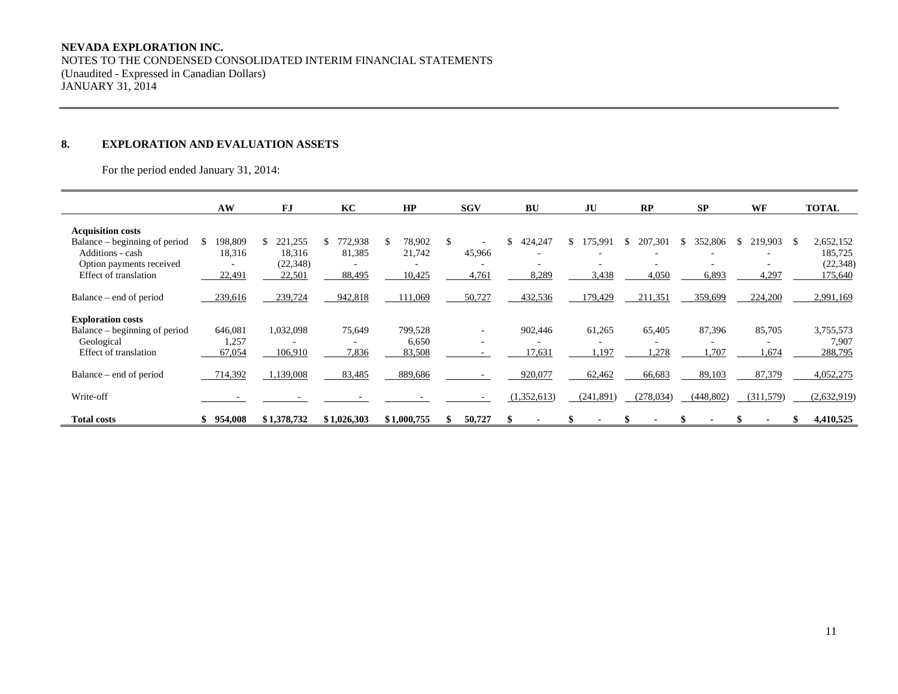**NEVADA EXPLORATION INC.**
NOTES TO THE CONDENSED CONSOLIDATED INTERIM FINANCIAL STATEMENTS
(Unaudited - Expressed in Canadian Dollars)
JANUARY 31, 2014

## 8. EXPLORATION AND EVALUATION ASSETS

For the period ended January 31, 2014:

| | AW | FJ | KC | HP | SGV | BU | JU | RP | SP | WF | TOTAL |
|---|---|---|---|---|---|---|---|---|---|---|---|
| **Acquisition costs** | | | | | | | | | | | |
| Balance – beginning of period | $ 198,809 | $ 221,255 | $ 772,938 | $ 78,902 | $ - | $ 424,247 | $ 175,991 | $ 207,301 | $ 352,806 | $ 219,903 | $ 2,652,152 |
| Additions - cash | 18,316 | 18,316 | 81,385 | 21,742 | 45,966 | - | - | - | - | - | 185,725 |
| Option payments received | - | (22,348) | - | - | - | - | - | - | - | - | (22,348) |
| Effect of translation | 22,491 | 22,501 | 88,495 | 10,425 | 4,761 | 8,289 | 3,438 | 4,050 | 6,893 | 4,297 | 175,640 |
| Balance – end of period | 239,616 | 239,724 | 942,818 | 111,069 | 50,727 | 432,536 | 179,429 | 211,351 | 359,699 | 224,200 | 2,991,169 |
| **Exploration costs** | | | | | | | | | | | |
| Balance – beginning of period | 646,081 | 1,032,098 | 75,649 | 799,528 | - | 902,446 | 61,265 | 65,405 | 87,396 | 85,705 | 3,755,573 |
| Geological | 1,257 | - | - | 6,650 | - | - | - | - | - | - | 7,907 |
| Effect of translation | 67,054 | 106,910 | 7,836 | 83,508 | - | 17,631 | 1,197 | 1,278 | 1,707 | 1,674 | 288,795 |
| Balance – end of period | 714,392 | 1,139,008 | 83,485 | 889,686 | - | 920,077 | 62,462 | 66,683 | 89,103 | 87,379 | 4,052,275 |
| Write-off | - | - | - | - | - | (1,352,613) | (241,891) | (278,034) | (448,802) | (311,579) | (2,632,919) |
| **Total costs** | **$ 954,008** | **$ 1,378,732** | **$ 1,026,303** | **$ 1,000,755** | **$ 50,727** | **$ -** | **$ -** | **$ -** | **$ -** | **$ -** | **$ 4,410,525** |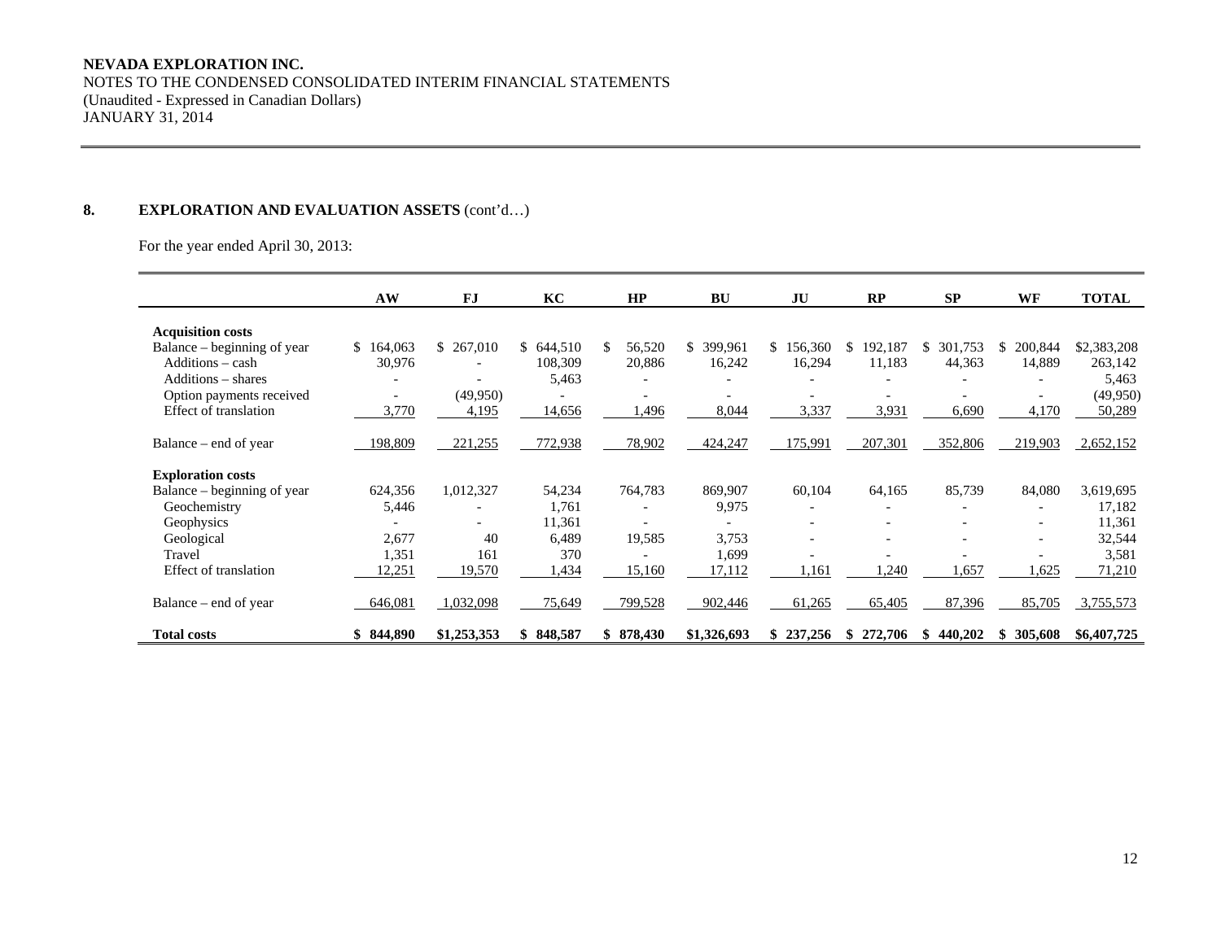**NEVADA EXPLORATION INC.**
NOTES TO THE CONDENSED CONSOLIDATED INTERIM FINANCIAL STATEMENTS
(Unaudited - Expressed in Canadian Dollars)
JANUARY 31, 2014

## 8. EXPLORATION AND EVALUATION ASSETS (cont'd…)

For the year ended April 30, 2013:

| | AW | FJ | KC | HP | BU | JU | RP | SP | WF | TOTAL |
|---|---|---|---|---|---|---|---|---|---|---|
| **Acquisition costs** | | | | | | | | | | |
| Balance – beginning of year | $ 164,063 | $ 267,010 | $ 644,510 | $ 56,520 | $ 399,961 | $ 156,360 | $ 192,187 | $ 301,753 | $ 200,844 | $2,383,208 |
| Additions – cash | 30,976 | - | 108,309 | 20,886 | 16,242 | 16,294 | 11,183 | 44,363 | 14,889 | 263,142 |
| Additions – shares | - | - | 5,463 | - | - | - | - | - | - | 5,463 |
| Option payments received | - | (49,950) | - | - | - | - | - | - | - | (49,950) |
| Effect of translation | 3,770 | 4,195 | 14,656 | 1,496 | 8,044 | 3,337 | 3,931 | 6,690 | 4,170 | 50,289 |
| Balance – end of year | 198,809 | 221,255 | 772,938 | 78,902 | 424,247 | 175,991 | 207,301 | 352,806 | 219,903 | 2,652,152 |
| **Exploration costs** | | | | | | | | | | |
| Balance – beginning of year | 624,356 | 1,012,327 | 54,234 | 764,783 | 869,907 | 60,104 | 64,165 | 85,739 | 84,080 | 3,619,695 |
| Geochemistry | 5,446 | - | 1,761 | - | 9,975 | - | - | - | - | 17,182 |
| Geophysics | - | - | 11,361 | - | - | - | - | - | - | 11,361 |
| Geological | 2,677 | 40 | 6,489 | 19,585 | 3,753 | - | - | - | - | 32,544 |
| Travel | 1,351 | 161 | 370 | - | 1,699 | - | - | - | - | 3,581 |
| Effect of translation | 12,251 | 19,570 | 1,434 | 15,160 | 17,112 | 1,161 | 1,240 | 1,657 | 1,625 | 71,210 |
| Balance – end of year | 646,081 | 1,032,098 | 75,649 | 799,528 | 902,446 | 61,265 | 65,405 | 87,396 | 85,705 | 3,755,573 |
| **Total costs** | **$ 844,890** | **$1,253,353** | **$ 848,587** | **$ 878,430** | **$1,326,693** | **$ 237,256** | **$ 272,706** | **$ 440,202** | **$ 305,608** | **$6,407,725** |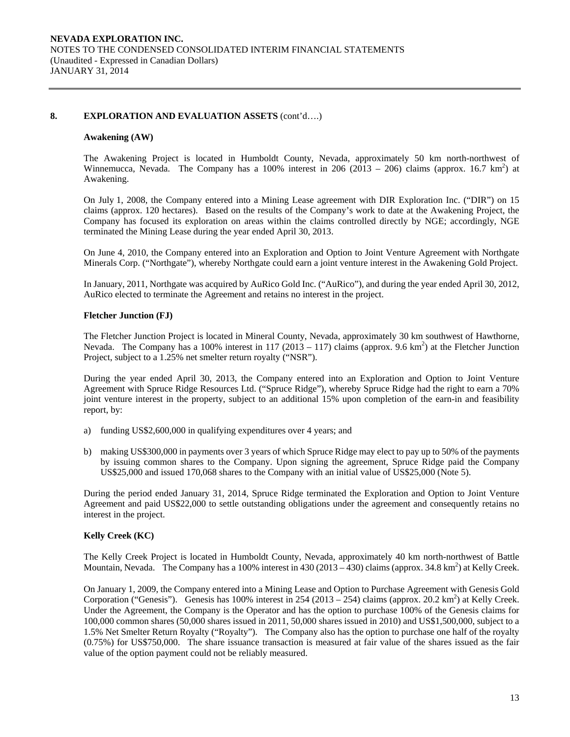## 8. EXPLORATION AND EVALUATION ASSETS (cont'd….)

### Awakening (AW)

The Awakening Project is located in Humboldt County, Nevada, approximately 50 km north-northwest of Winnemucca, Nevada. The Company has a 100% interest in 206 (2013 – 206) claims (approx. 16.7 km$^2$) at Awakening.

On July 1, 2008, the Company entered into a Mining Lease agreement with DIR Exploration Inc. ("DIR") on 15 claims (approx. 120 hectares). Based on the results of the Company's work to date at the Awakening Project, the Company has focused its exploration on areas within the claims controlled directly by NGE; accordingly, NGE terminated the Mining Lease during the year ended April 30, 2013.

On June 4, 2010, the Company entered into an Exploration and Option to Joint Venture Agreement with Northgate Minerals Corp. ("Northgate"), whereby Northgate could earn a joint venture interest in the Awakening Gold Project.

In January, 2011, Northgate was acquired by AuRico Gold Inc. ("AuRico"), and during the year ended April 30, 2012, AuRico elected to terminate the Agreement and retains no interest in the project.

### Fletcher Junction (FJ)

The Fletcher Junction Project is located in Mineral County, Nevada, approximately 30 km southwest of Hawthorne, Nevada. The Company has a 100% interest in 117 (2013 – 117) claims (approx. 9.6 km$^2$) at the Fletcher Junction Project, subject to a 1.25% net smelter return royalty ("NSR").

During the year ended April 30, 2013, the Company entered into an Exploration and Option to Joint Venture Agreement with Spruce Ridge Resources Ltd. ("Spruce Ridge"), whereby Spruce Ridge had the right to earn a 70% joint venture interest in the property, subject to an additional 15% upon completion of the earn-in and feasibility report, by:

a) funding US$2,600,000 in qualifying expenditures over 4 years; and

b) making US$300,000 in payments over 3 years of which Spruce Ridge may elect to pay up to 50% of the payments by issuing common shares to the Company. Upon signing the agreement, Spruce Ridge paid the Company US$25,000 and issued 170,068 shares to the Company with an initial value of US$25,000 (Note 5).

During the period ended January 31, 2014, Spruce Ridge terminated the Exploration and Option to Joint Venture Agreement and paid US$22,000 to settle outstanding obligations under the agreement and consequently retains no interest in the project.

### Kelly Creek (KC)

The Kelly Creek Project is located in Humboldt County, Nevada, approximately 40 km north-northwest of Battle Mountain, Nevada. The Company has a 100% interest in 430 (2013 – 430) claims (approx. 34.8 km$^2$) at Kelly Creek.

On January 1, 2009, the Company entered into a Mining Lease and Option to Purchase Agreement with Genesis Gold Corporation ("Genesis"). Genesis has 100% interest in 254 (2013 – 254) claims (approx. 20.2 km$^2$) at Kelly Creek. Under the Agreement, the Company is the Operator and has the option to purchase 100% of the Genesis claims for 100,000 common shares (50,000 shares issued in 2011, 50,000 shares issued in 2010) and US$1,500,000, subject to a 1.5% Net Smelter Return Royalty ("Royalty"). The Company also has the option to purchase one half of the royalty (0.75%) for US$750,000. The share issuance transaction is measured at fair value of the shares issued as the fair value of the option payment could not be reliably measured.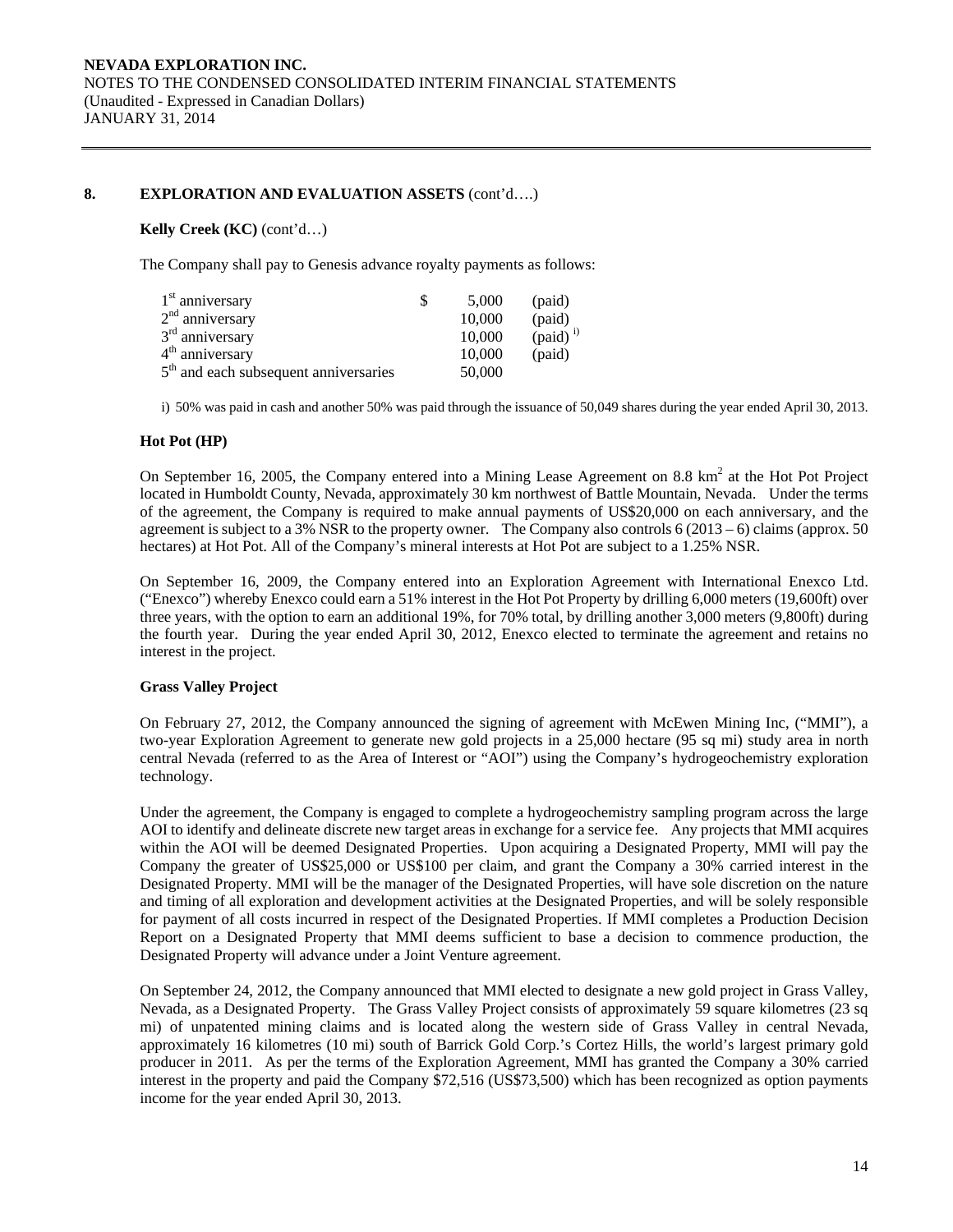## 8. EXPLORATION AND EVALUATION ASSETS (cont'd….)

**Kelly Creek (KC)** (cont'd…)

The Company shall pay to Genesis advance royalty payments as follows:

| | | | |
|---|---|---|---|
| 1st anniversary | $ | 5,000 | (paid) |
| 2nd anniversary | | 10,000 | (paid) |
| 3rd anniversary | | 10,000 | (paid) i) |
| 4th anniversary | | 10,000 | (paid) |
| 5th and each subsequent anniversaries | | 50,000 | |

i) 50% was paid in cash and another 50% was paid through the issuance of 50,049 shares during the year ended April 30, 2013.

**Hot Pot (HP)**

On September 16, 2005, the Company entered into a Mining Lease Agreement on 8.8 $km^2$ at the Hot Pot Project located in Humboldt County, Nevada, approximately 30 km northwest of Battle Mountain, Nevada. Under the terms of the agreement, the Company is required to make annual payments of US$20,000 on each anniversary, and the agreement is subject to a 3% NSR to the property owner. The Company also controls 6 (2013 – 6) claims (approx. 50 hectares) at Hot Pot. All of the Company's mineral interests at Hot Pot are subject to a 1.25% NSR.

On September 16, 2009, the Company entered into an Exploration Agreement with International Enexco Ltd. ("Enexco") whereby Enexco could earn a 51% interest in the Hot Pot Property by drilling 6,000 meters (19,600ft) over three years, with the option to earn an additional 19%, for 70% total, by drilling another 3,000 meters (9,800ft) during the fourth year. During the year ended April 30, 2012, Enexco elected to terminate the agreement and retains no interest in the project.

**Grass Valley Project**

On February 27, 2012, the Company announced the signing of agreement with McEwen Mining Inc, ("MMI"), a two-year Exploration Agreement to generate new gold projects in a 25,000 hectare (95 sq mi) study area in north central Nevada (referred to as the Area of Interest or "AOI") using the Company's hydrogeochemistry exploration technology.

Under the agreement, the Company is engaged to complete a hydrogeochemistry sampling program across the large AOI to identify and delineate discrete new target areas in exchange for a service fee. Any projects that MMI acquires within the AOI will be deemed Designated Properties. Upon acquiring a Designated Property, MMI will pay the Company the greater of US$25,000 or US$100 per claim, and grant the Company a 30% carried interest in the Designated Property. MMI will be the manager of the Designated Properties, will have sole discretion on the nature and timing of all exploration and development activities at the Designated Properties, and will be solely responsible for payment of all costs incurred in respect of the Designated Properties. If MMI completes a Production Decision Report on a Designated Property that MMI deems sufficient to base a decision to commence production, the Designated Property will advance under a Joint Venture agreement.

On September 24, 2012, the Company announced that MMI elected to designate a new gold project in Grass Valley, Nevada, as a Designated Property. The Grass Valley Project consists of approximately 59 square kilometres (23 sq mi) of unpatented mining claims and is located along the western side of Grass Valley in central Nevada, approximately 16 kilometres (10 mi) south of Barrick Gold Corp.'s Cortez Hills, the world's largest primary gold producer in 2011. As per the terms of the Exploration Agreement, MMI has granted the Company a 30% carried interest in the property and paid the Company $72,516 (US$73,500) which has been recognized as option payments income for the year ended April 30, 2013.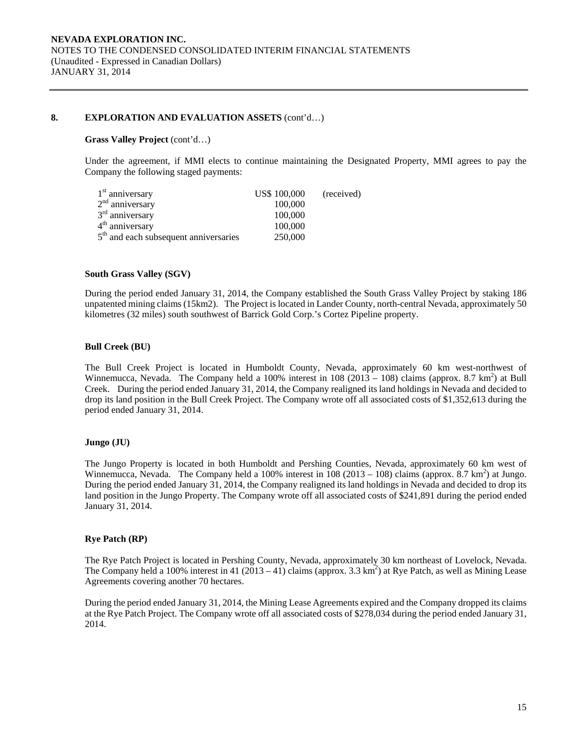## 8. EXPLORATION AND EVALUATION ASSETS (cont'd…)

### Grass Valley Project (cont'd…)

Under the agreement, if MMI elects to continue maintaining the Designated Property, MMI agrees to pay the Company the following staged payments:

| | | |
|---|---|---|
| 1st anniversary | US$ 100,000 | (received) |
| 2nd anniversary | 100,000 | |
| 3rd anniversary | 100,000 | |
| 4th anniversary | 100,000 | |
| 5th and each subsequent anniversaries | 250,000 | |

### South Grass Valley (SGV)

During the period ended January 31, 2014, the Company established the South Grass Valley Project by staking 186 unpatented mining claims (15km2). The Project is located in Lander County, north-central Nevada, approximately 50 kilometres (32 miles) south southwest of Barrick Gold Corp.'s Cortez Pipeline property.

### Bull Creek (BU)

The Bull Creek Project is located in Humboldt County, Nevada, approximately 60 km west-northwest of Winnemucca, Nevada. The Company held a 100% interest in 108 (2013 – 108) claims (approx. 8.7 $km^2$) at Bull Creek. During the period ended January 31, 2014, the Company realigned its land holdings in Nevada and decided to drop its land position in the Bull Creek Project. The Company wrote off all associated costs of $1,352,613 during the period ended January 31, 2014.

### Jungo (JU)

The Jungo Property is located in both Humboldt and Pershing Counties, Nevada, approximately 60 km west of Winnemucca, Nevada. The Company held a 100% interest in 108 (2013 – 108) claims (approx. 8.7 $km^2$) at Jungo. During the period ended January 31, 2014, the Company realigned its land holdings in Nevada and decided to drop its land position in the Jungo Property. The Company wrote off all associated costs of $241,891 during the period ended January 31, 2014.

### Rye Patch (RP)

The Rye Patch Project is located in Pershing County, Nevada, approximately 30 km northeast of Lovelock, Nevada. The Company held a 100% interest in 41 (2013 – 41) claims (approx. 3.3 $km^2$) at Rye Patch, as well as Mining Lease Agreements covering another 70 hectares.

During the period ended January 31, 2014, the Mining Lease Agreements expired and the Company dropped its claims at the Rye Patch Project. The Company wrote off all associated costs of $278,034 during the period ended January 31, 2014.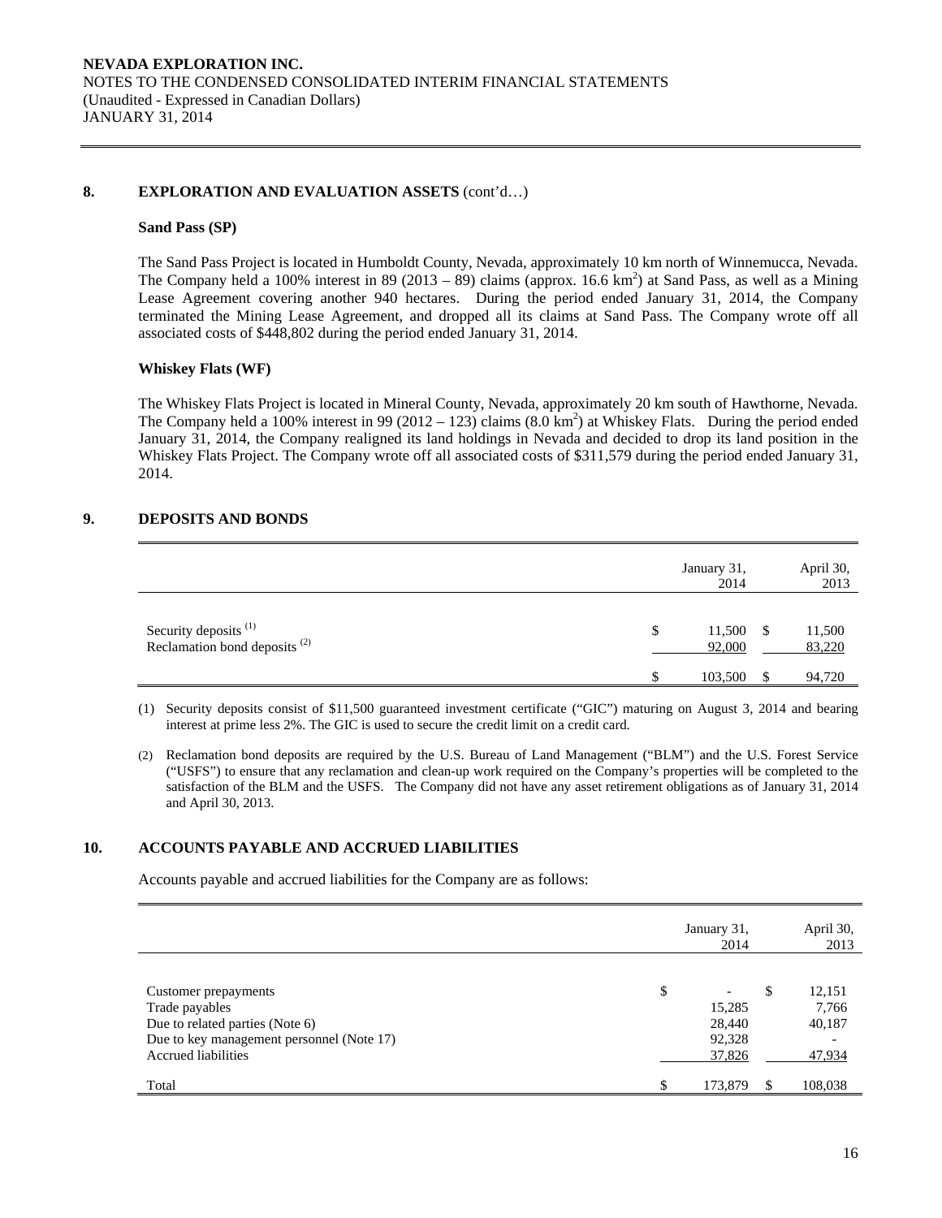## 8. EXPLORATION AND EVALUATION ASSETS (cont'd…)

### Sand Pass (SP)

The Sand Pass Project is located in Humboldt County, Nevada, approximately 10 km north of Winnemucca, Nevada. The Company held a 100% interest in 89 (2013 – 89) claims (approx. 16.6 km$^2$) at Sand Pass, as well as a Mining Lease Agreement covering another 940 hectares. During the period ended January 31, 2014, the Company terminated the Mining Lease Agreement, and dropped all its claims at Sand Pass. The Company wrote off all associated costs of $448,802 during the period ended January 31, 2014.

### Whiskey Flats (WF)

The Whiskey Flats Project is located in Mineral County, Nevada, approximately 20 km south of Hawthorne, Nevada. The Company held a 100% interest in 99 (2012 – 123) claims (8.0 km$^2$) at Whiskey Flats. During the period ended January 31, 2014, the Company realigned its land holdings in Nevada and decided to drop its land position in the Whiskey Flats Project. The Company wrote off all associated costs of $311,579 during the period ended January 31, 2014.

## 9. DEPOSITS AND BONDS

| | | January 31, 2014 | | April 30, 2013 |
|---|---|---|---|---|
| Security deposits [(1)] | $ | 11,500 | $ | 11,500 |
| Reclamation bond deposits [(2)] | | 92,000 | | 83,220 |
| | $ | 103,500 | $ | 94,720 |

(1) Security deposits consist of $11,500 guaranteed investment certificate ("GIC") maturing on August 3, 2014 and bearing interest at prime less 2%. The GIC is used to secure the credit limit on a credit card.

(2) Reclamation bond deposits are required by the U.S. Bureau of Land Management ("BLM") and the U.S. Forest Service ("USFS") to ensure that any reclamation and clean-up work required on the Company's properties will be completed to the satisfaction of the BLM and the USFS. The Company did not have any asset retirement obligations as of January 31, 2014 and April 30, 2013.

## 10. ACCOUNTS PAYABLE AND ACCRUED LIABILITIES

Accounts payable and accrued liabilities for the Company are as follows:

| | | January 31, 2014 | | April 30, 2013 |
|---|---|---|---|---|
| Customer prepayments | $ | - | $ | 12,151 |
| Trade payables | | 15,285 | | 7,766 |
| Due to related parties (Note 6) | | 28,440 | | 40,187 |
| Due to key management personnel (Note 17) | | 92,328 | | - |
| Accrued liabilities | | 37,826 | | 47,934 |
| Total | $ | 173,879 | $ | 108,038 |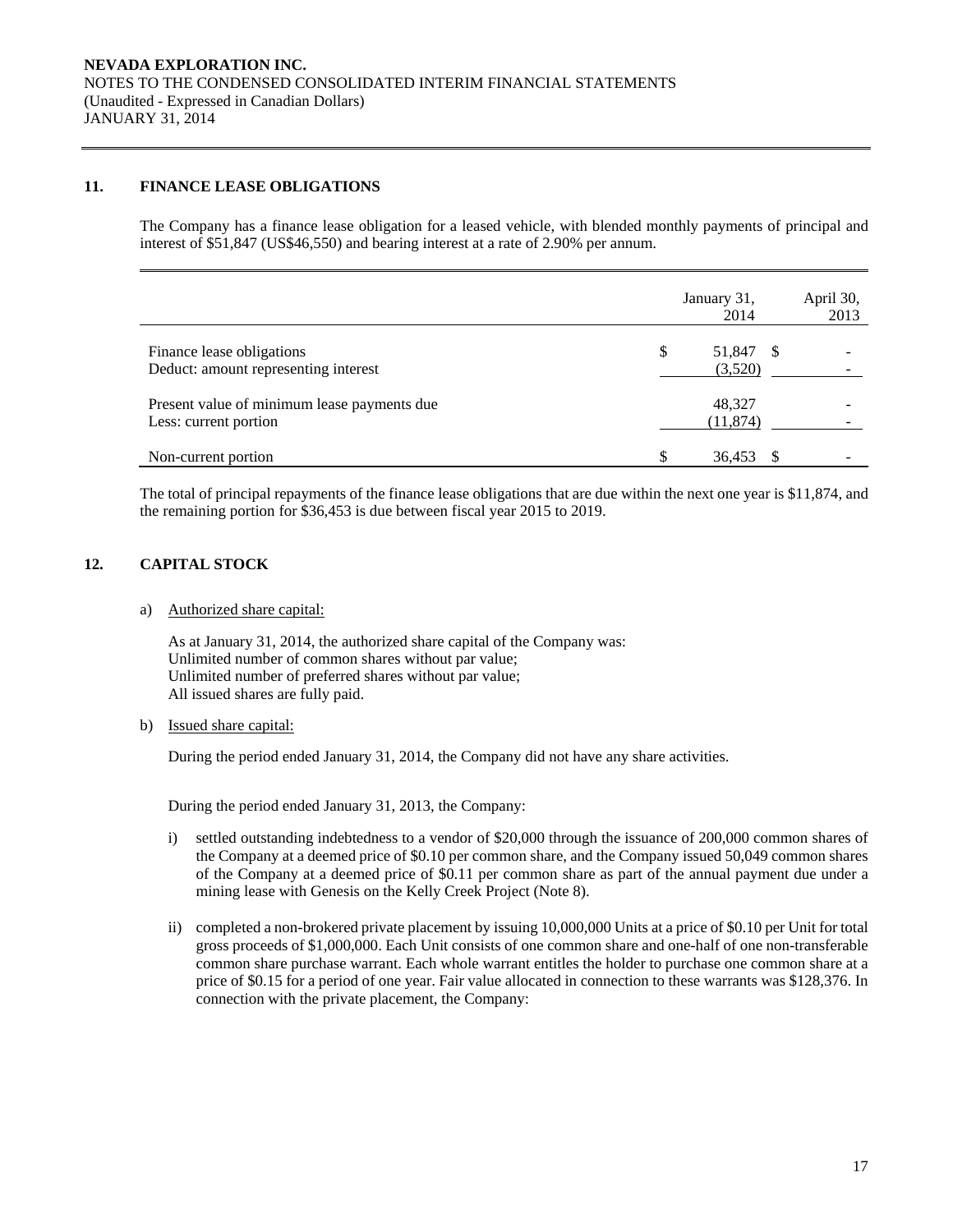## 11. FINANCE LEASE OBLIGATIONS

The Company has a finance lease obligation for a leased vehicle, with blended monthly payments of principal and interest of $51,847 (US$46,550) and bearing interest at a rate of 2.90% per annum.

| | January 31, 2014 | April 30, 2013 |
|---|---|---|
| Finance lease obligations | $ 51,847 | $ - |
| Deduct: amount representing interest | (3,520) | - |
| Present value of minimum lease payments due | 48,327 | - |
| Less: current portion | (11,874) | - |
| Non-current portion | $ 36,453 | $ - |

The total of principal repayments of the finance lease obligations that are due within the next one year is $11,874, and the remaining portion for $36,453 is due between fiscal year 2015 to 2019.

## 12. CAPITAL STOCK

a) Authorized share capital:

As at January 31, 2014, the authorized share capital of the Company was:
Unlimited number of common shares without par value;
Unlimited number of preferred shares without par value;
All issued shares are fully paid.

b) Issued share capital:

During the period ended January 31, 2014, the Company did not have any share activities.

During the period ended January 31, 2013, the Company:

i) settled outstanding indebtedness to a vendor of $20,000 through the issuance of 200,000 common shares of the Company at a deemed price of $0.10 per common share, and the Company issued 50,049 common shares of the Company at a deemed price of $0.11 per common share as part of the annual payment due under a mining lease with Genesis on the Kelly Creek Project (Note 8).

ii) completed a non-brokered private placement by issuing 10,000,000 Units at a price of $0.10 per Unit for total gross proceeds of $1,000,000. Each Unit consists of one common share and one-half of one non-transferable common share purchase warrant. Each whole warrant entitles the holder to purchase one common share at a price of $0.15 for a period of one year. Fair value allocated in connection to these warrants was $128,376. In connection with the private placement, the Company: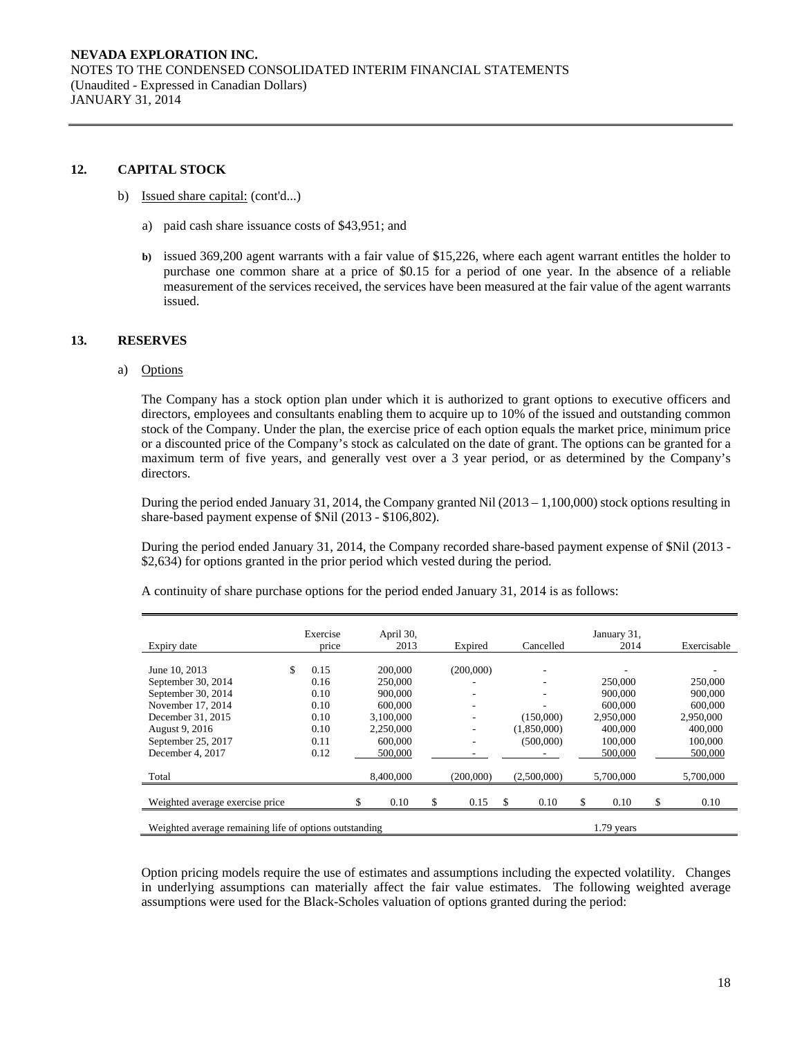## 12. CAPITAL STOCK

b) Issued share capital: (cont'd...)

a) paid cash share issuance costs of $43,951; and

b) issued 369,200 agent warrants with a fair value of $15,226, where each agent warrant entitles the holder to purchase one common share at a price of $0.15 for a period of one year. In the absence of a reliable measurement of the services received, the services have been measured at the fair value of the agent warrants issued.

## 13. RESERVES

a) Options

The Company has a stock option plan under which it is authorized to grant options to executive officers and directors, employees and consultants enabling them to acquire up to 10% of the issued and outstanding common stock of the Company. Under the plan, the exercise price of each option equals the market price, minimum price or a discounted price of the Company's stock as calculated on the date of grant. The options can be granted for a maximum term of five years, and generally vest over a 3 year period, or as determined by the Company's directors.

During the period ended January 31, 2014, the Company granted Nil (2013 – 1,100,000) stock options resulting in share-based payment expense of $Nil (2013 - $106,802).

During the period ended January 31, 2014, the Company recorded share-based payment expense of $Nil (2013 - $2,634) for options granted in the prior period which vested during the period.

A continuity of share purchase options for the period ended January 31, 2014 is as follows:

| Expiry date | Exercise price | April 30, 2013 | Expired | Cancelled | January 31, 2014 | Exercisable |
|---|---|---|---|---|---|---|
| June 10, 2013 | $ 0.15 | 200,000 | (200,000) | - | - | - |
| September 30, 2014 | 0.16 | 250,000 | - | - | 250,000 | 250,000 |
| September 30, 2014 | 0.10 | 900,000 | - | - | 900,000 | 900,000 |
| November 17, 2014 | 0.10 | 600,000 | - | - | 600,000 | 600,000 |
| December 31, 2015 | 0.10 | 3,100,000 | - | (150,000) | 2,950,000 | 2,950,000 |
| August 9, 2016 | 0.10 | 2,250,000 | - | (1,850,000) | 400,000 | 400,000 |
| September 25, 2017 | 0.11 | 600,000 | - | (500,000) | 100,000 | 100,000 |
| December 4, 2017 | 0.12 | 500,000 | - | - | 500,000 | 500,000 |
| Total | | 8,400,000 | (200,000) | (2,500,000) | 5,700,000 | 5,700,000 |
| Weighted average exercise price | | $ 0.10 | $ 0.15 | $ 0.10 | $ 0.10 | $ 0.10 |
| Weighted average remaining life of options outstanding | | | | | 1.79 years | |

Option pricing models require the use of estimates and assumptions including the expected volatility. Changes in underlying assumptions can materially affect the fair value estimates. The following weighted average assumptions were used for the Black-Scholes valuation of options granted during the period: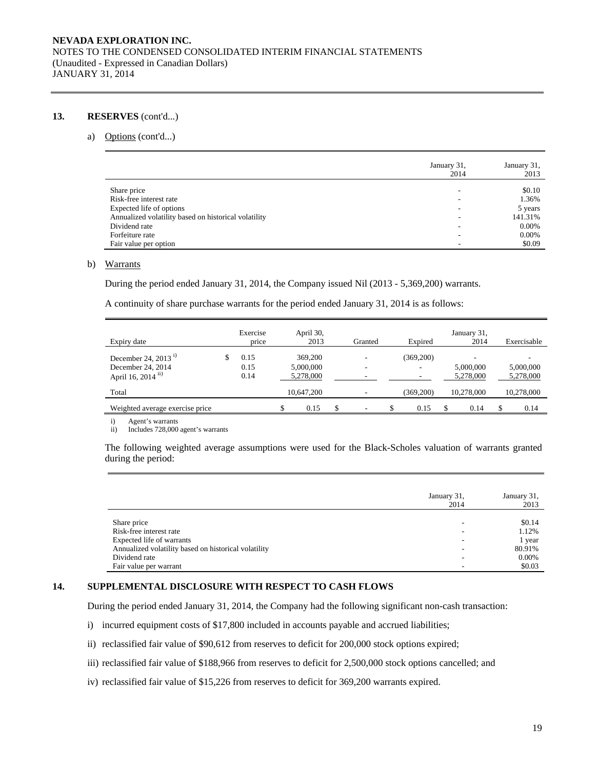## 13. RESERVES (cont'd...)

a) Options (cont'd...)

| | January 31, 2014 | January 31, 2013 |
|---|---|---|
| Share price | - | $0.10 |
| Risk-free interest rate | - | 1.36% |
| Expected life of options | - | 5 years |
| Annualized volatility based on historical volatility | - | 141.31% |
| Dividend rate | - | 0.00% |
| Forfeiture rate | - | 0.00% |
| Fair value per option | - | $0.09 |

b) Warrants

During the period ended January 31, 2014, the Company issued Nil (2013 - 5,369,200) warrants.

A continuity of share purchase warrants for the period ended January 31, 2014 is as follows:

| Expiry date | Exercise price | April 30, 2013 | Granted | Expired | January 31, 2014 | Exercisable |
|---|---|---|---|---|---|---|
| December 24, 2013 [i)] | $ 0.15 | 369,200 | - | (369,200) | - | - |
| December 24, 2014 | 0.15 | 5,000,000 | - | - | 5,000,000 | 5,000,000 |
| April 16, 2014 [ii)] | 0.14 | 5,278,000 | - | - | 5,278,000 | 5,278,000 |
| Total | | 10,647,200 | - | (369,200) | 10,278,000 | 10,278,000 |
| Weighted average exercise price | | $ 0.15 | $ - | $ 0.15 | $ 0.14 | $ 0.14 |

i) Agent's warrants
ii) Includes 728,000 agent's warrants

The following weighted average assumptions were used for the Black-Scholes valuation of warrants granted during the period:

| | January 31, 2014 | January 31, 2013 |
|---|---|---|
| Share price | - | $0.14 |
| Risk-free interest rate | - | 1.12% |
| Expected life of warrants | - | 1 year |
| Annualized volatility based on historical volatility | - | 80.91% |
| Dividend rate | - | 0.00% |
| Fair value per warrant | - | $0.03 |

## 14. SUPPLEMENTAL DISCLOSURE WITH RESPECT TO CASH FLOWS

During the period ended January 31, 2014, the Company had the following significant non-cash transaction:

i) incurred equipment costs of $17,800 included in accounts payable and accrued liabilities;

ii) reclassified fair value of $90,612 from reserves to deficit for 200,000 stock options expired;

iii) reclassified fair value of $188,966 from reserves to deficit for 2,500,000 stock options cancelled; and

iv) reclassified fair value of $15,226 from reserves to deficit for 369,200 warrants expired.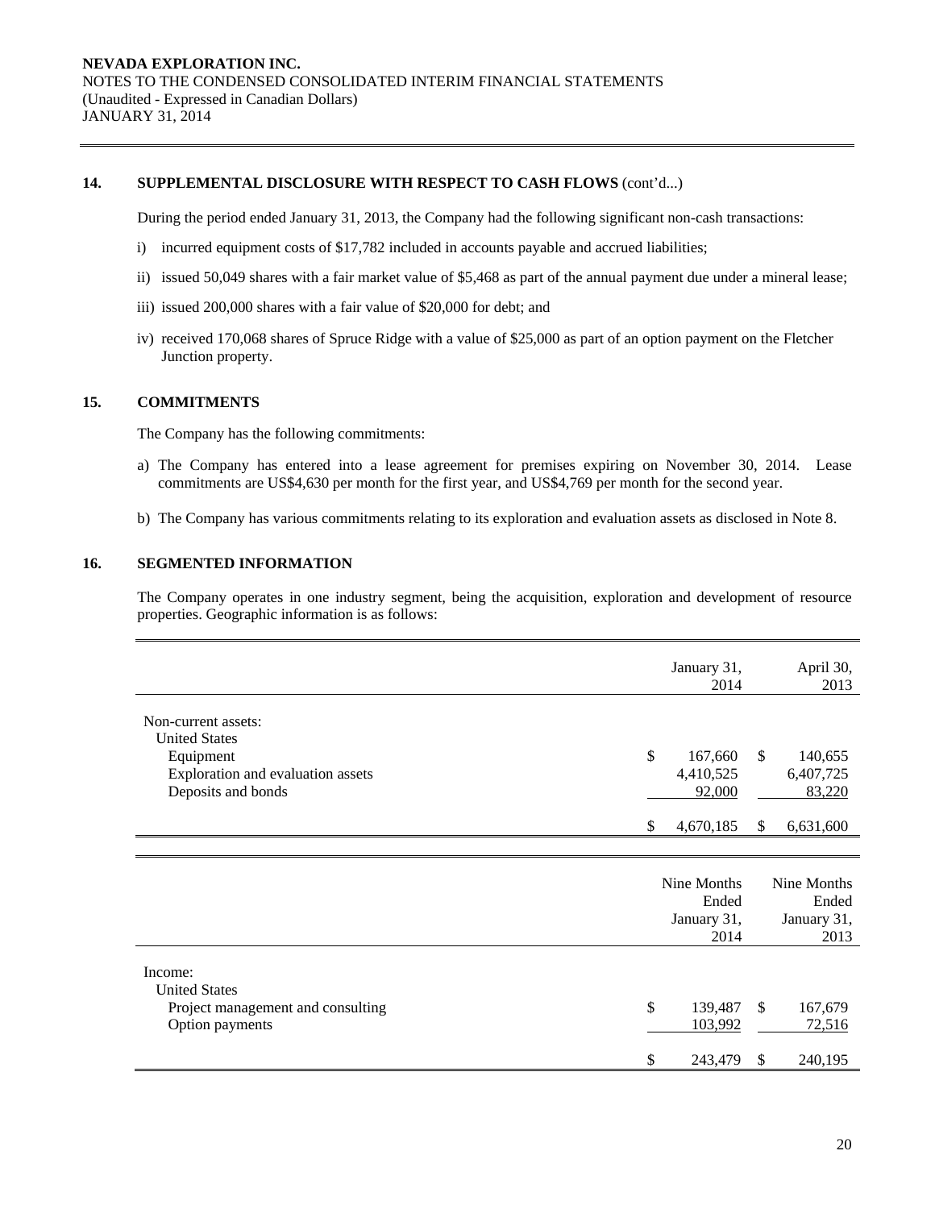NEVADA EXPLORATION INC.
NOTES TO THE CONDENSED CONSOLIDATED INTERIM FINANCIAL STATEMENTS
(Unaudited - Expressed in Canadian Dollars)
JANUARY 31, 2014

## 14. SUPPLEMENTAL DISCLOSURE WITH RESPECT TO CASH FLOWS (cont'd...)

During the period ended January 31, 2013, the Company had the following significant non-cash transactions:

i) incurred equipment costs of $17,782 included in accounts payable and accrued liabilities;

ii) issued 50,049 shares with a fair market value of $5,468 as part of the annual payment due under a mineral lease;

iii) issued 200,000 shares with a fair value of $20,000 for debt; and

iv) received 170,068 shares of Spruce Ridge with a value of $25,000 as part of an option payment on the Fletcher Junction property.

## 15. COMMITMENTS

The Company has the following commitments:

a) The Company has entered into a lease agreement for premises expiring on November 30, 2014. Lease commitments are US$4,630 per month for the first year, and US$4,769 per month for the second year.

b) The Company has various commitments relating to its exploration and evaluation assets as disclosed in Note 8.

## 16. SEGMENTED INFORMATION

The Company operates in one industry segment, being the acquisition, exploration and development of resource properties. Geographic information is as follows:

| | January 31, 2014 | April 30, 2013 |
|---|---|---|
| Non-current assets: | | |
| United States | | |
| Equipment | $ 167,660 | $ 140,655 |
| Exploration and evaluation assets | 4,410,525 | 6,407,725 |
| Deposits and bonds | 92,000 | 83,220 |
| | $ 4,670,185 | $ 6,631,600 |

| | Nine Months Ended January 31, 2014 | Nine Months Ended January 31, 2013 |
|---|---|---|
| Income: | | |
| United States | | |
| Project management and consulting | $ 139,487 | $ 167,679 |
| Option payments | 103,992 | 72,516 |
| | $ 243,479 | $ 240,195 |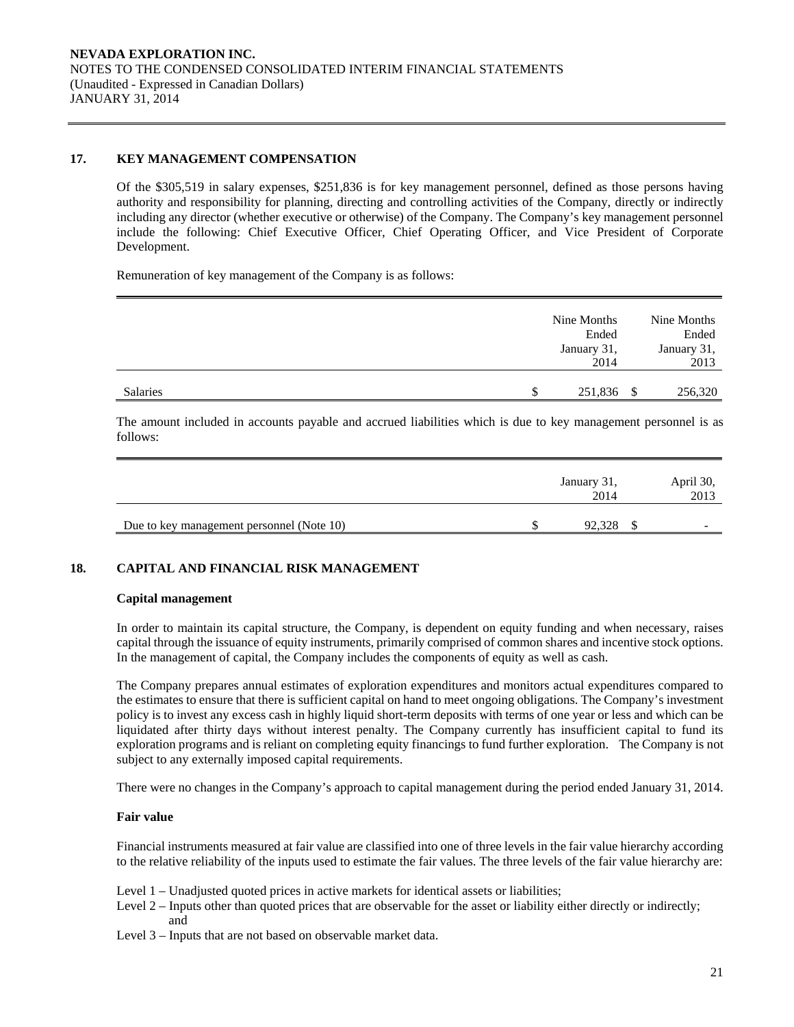**NEVADA EXPLORATION INC.**
NOTES TO THE CONDENSED CONSOLIDATED INTERIM FINANCIAL STATEMENTS
(Unaudited - Expressed in Canadian Dollars)
JANUARY 31, 2014

## 17. KEY MANAGEMENT COMPENSATION

Of the $305,519 in salary expenses, $251,836 is for key management personnel, defined as those persons having authority and responsibility for planning, directing and controlling activities of the Company, directly or indirectly including any director (whether executive or otherwise) of the Company. The Company's key management personnel include the following: Chief Executive Officer, Chief Operating Officer, and Vice President of Corporate Development.

Remuneration of key management of the Company is as follows:

| | Nine Months Ended January 31, 2014 | Nine Months Ended January 31, 2013 |
|---|---|---|
| Salaries | $ 251,836 | $ 256,320 |

The amount included in accounts payable and accrued liabilities which is due to key management personnel is as follows:

| | January 31, 2014 | April 30, 2013 |
|---|---|---|
| Due to key management personnel (Note 10) | $ 92,328 | $ - |

## 18. CAPITAL AND FINANCIAL RISK MANAGEMENT

**Capital management**

In order to maintain its capital structure, the Company, is dependent on equity funding and when necessary, raises capital through the issuance of equity instruments, primarily comprised of common shares and incentive stock options. In the management of capital, the Company includes the components of equity as well as cash.

The Company prepares annual estimates of exploration expenditures and monitors actual expenditures compared to the estimates to ensure that there is sufficient capital on hand to meet ongoing obligations. The Company's investment policy is to invest any excess cash in highly liquid short-term deposits with terms of one year or less and which can be liquidated after thirty days without interest penalty. The Company currently has insufficient capital to fund its exploration programs and is reliant on completing equity financings to fund further exploration. The Company is not subject to any externally imposed capital requirements.

There were no changes in the Company's approach to capital management during the period ended January 31, 2014.

**Fair value**

Financial instruments measured at fair value are classified into one of three levels in the fair value hierarchy according to the relative reliability of the inputs used to estimate the fair values. The three levels of the fair value hierarchy are:

Level 1 – Unadjusted quoted prices in active markets for identical assets or liabilities;
Level 2 – Inputs other than quoted prices that are observable for the asset or liability either directly or indirectly; and
Level 3 – Inputs that are not based on observable market data.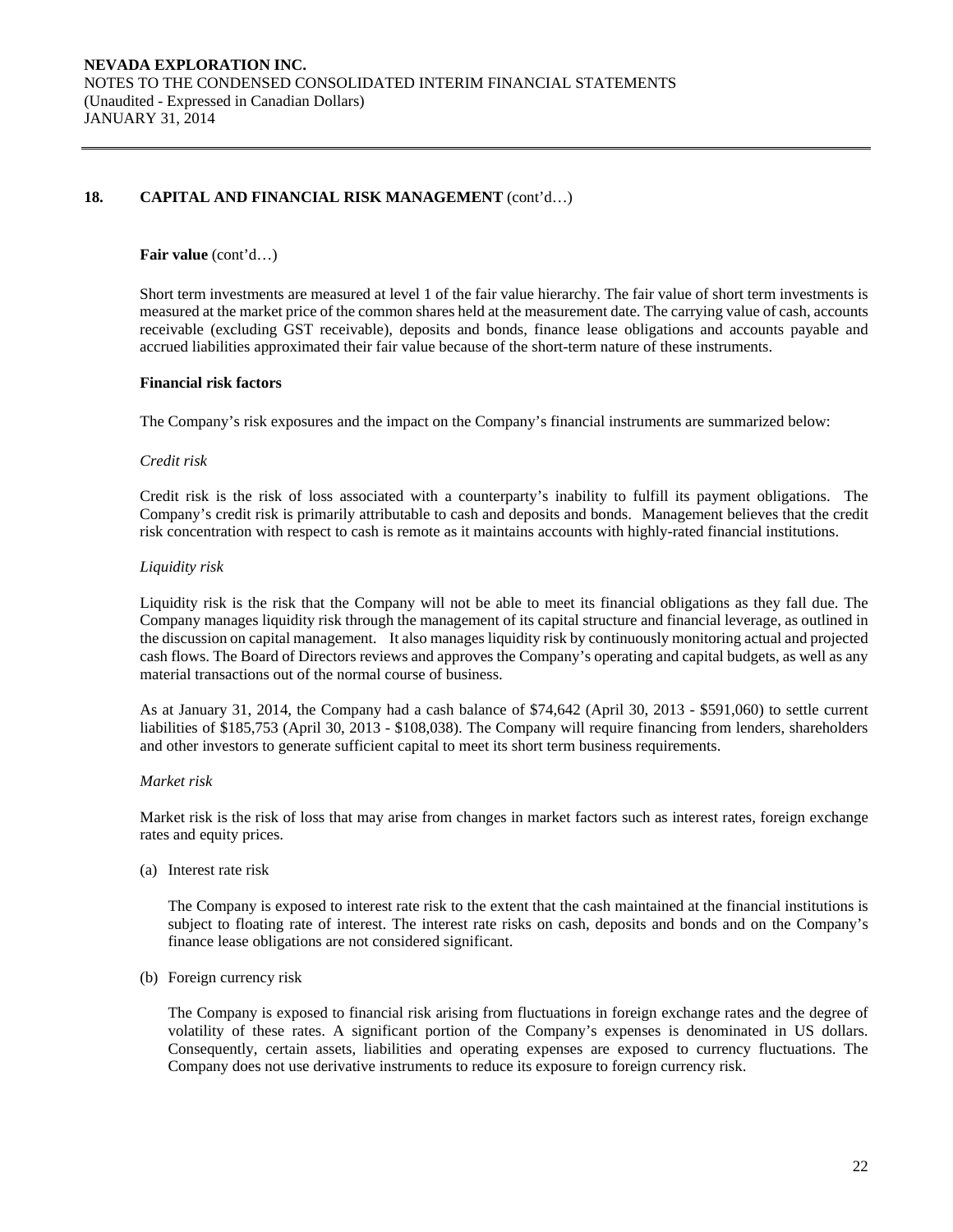## 18. CAPITAL AND FINANCIAL RISK MANAGEMENT (cont'd…)

**Fair value** (cont'd…)

Short term investments are measured at level 1 of the fair value hierarchy. The fair value of short term investments is measured at the market price of the common shares held at the measurement date. The carrying value of cash, accounts receivable (excluding GST receivable), deposits and bonds, finance lease obligations and accounts payable and accrued liabilities approximated their fair value because of the short-term nature of these instruments.

**Financial risk factors**

The Company's risk exposures and the impact on the Company's financial instruments are summarized below:

*Credit risk*

Credit risk is the risk of loss associated with a counterparty's inability to fulfill its payment obligations. The Company's credit risk is primarily attributable to cash and deposits and bonds. Management believes that the credit risk concentration with respect to cash is remote as it maintains accounts with highly-rated financial institutions.

*Liquidity risk*

Liquidity risk is the risk that the Company will not be able to meet its financial obligations as they fall due. The Company manages liquidity risk through the management of its capital structure and financial leverage, as outlined in the discussion on capital management. It also manages liquidity risk by continuously monitoring actual and projected cash flows. The Board of Directors reviews and approves the Company's operating and capital budgets, as well as any material transactions out of the normal course of business.

As at January 31, 2014, the Company had a cash balance of $74,642 (April 30, 2013 - $591,060) to settle current liabilities of $185,753 (April 30, 2013 - $108,038). The Company will require financing from lenders, shareholders and other investors to generate sufficient capital to meet its short term business requirements.

*Market risk*

Market risk is the risk of loss that may arise from changes in market factors such as interest rates, foreign exchange rates and equity prices.

(a) Interest rate risk

The Company is exposed to interest rate risk to the extent that the cash maintained at the financial institutions is subject to floating rate of interest. The interest rate risks on cash, deposits and bonds and on the Company's finance lease obligations are not considered significant.

(b) Foreign currency risk

The Company is exposed to financial risk arising from fluctuations in foreign exchange rates and the degree of volatility of these rates. A significant portion of the Company's expenses is denominated in US dollars. Consequently, certain assets, liabilities and operating expenses are exposed to currency fluctuations. The Company does not use derivative instruments to reduce its exposure to foreign currency risk.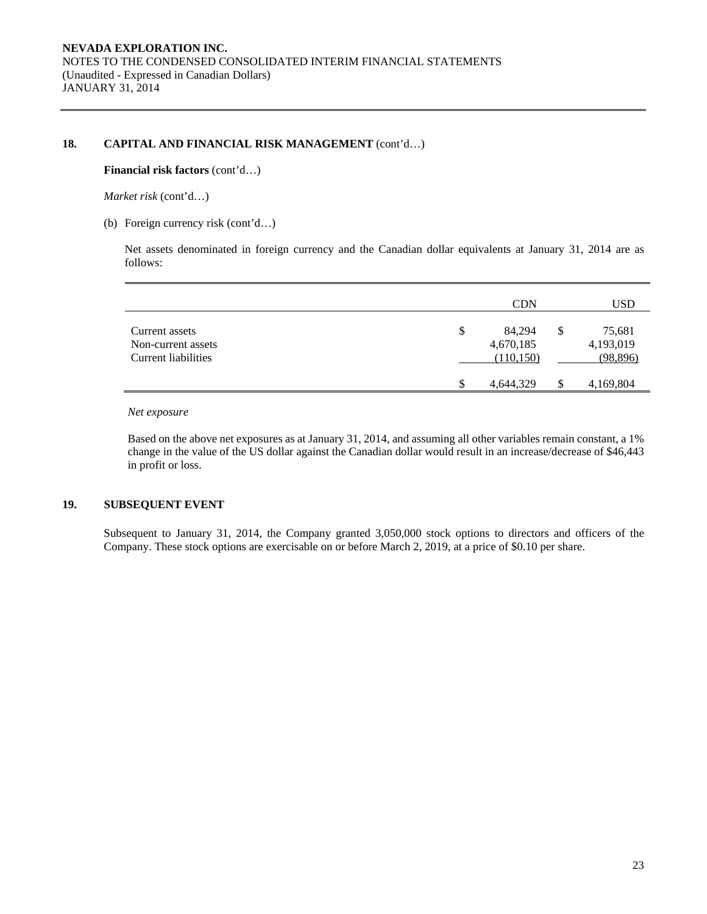**NEVADA EXPLORATION INC.**
NOTES TO THE CONDENSED CONSOLIDATED INTERIM FINANCIAL STATEMENTS
(Unaudited - Expressed in Canadian Dollars)
JANUARY 31, 2014

## 18. CAPITAL AND FINANCIAL RISK MANAGEMENT (cont'd…)

**Financial risk factors** (cont'd…)

*Market risk* (cont'd…)

(b) Foreign currency risk (cont'd…)

Net assets denominated in foreign currency and the Canadian dollar equivalents at January 31, 2014 are as follows:

| | CDN | USD |
|---|---|---|
| Current assets | $ 84,294 | $ 75,681 |
| Non-current assets | 4,670,185 | 4,193,019 |
| Current liabilities | (110,150) | (98,896) |
| | $ 4,644,329 | $ 4,169,804 |

*Net exposure*

Based on the above net exposures as at January 31, 2014, and assuming all other variables remain constant, a 1% change in the value of the US dollar against the Canadian dollar would result in an increase/decrease of $46,443 in profit or loss.

## 19. SUBSEQUENT EVENT

Subsequent to January 31, 2014, the Company granted 3,050,000 stock options to directors and officers of the Company. These stock options are exercisable on or before March 2, 2019, at a price of $0.10 per share.